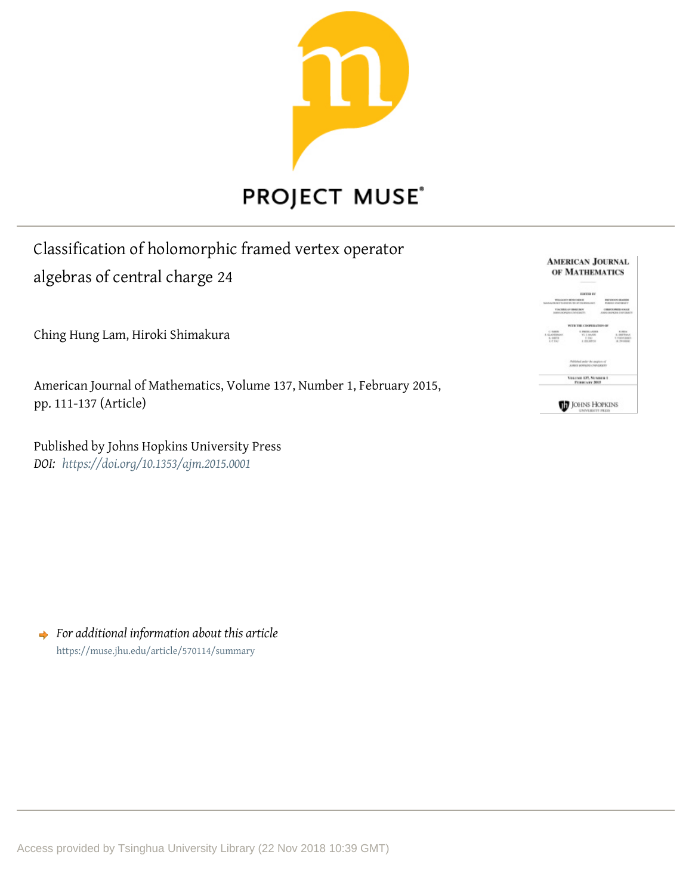PROJECT MUSE®

# Classification of holomorphic framed vertex operator algebras of central charge 24

Ching Hung Lam, Hiroki Shimakura

American Journal of Mathematics, Volume 137, Number 1, February 2015, pp. 111-137 (Article)

Published by Johns Hopkins University Press

*DOI: https://doi.org/10.1353/ajm.2015.0001*

➡ *For additional information about this article*

https://muse.jhu.edu/article/570114/summary

Access provided by Tsinghua University Library (22 Nov 2018 10:39 GMT)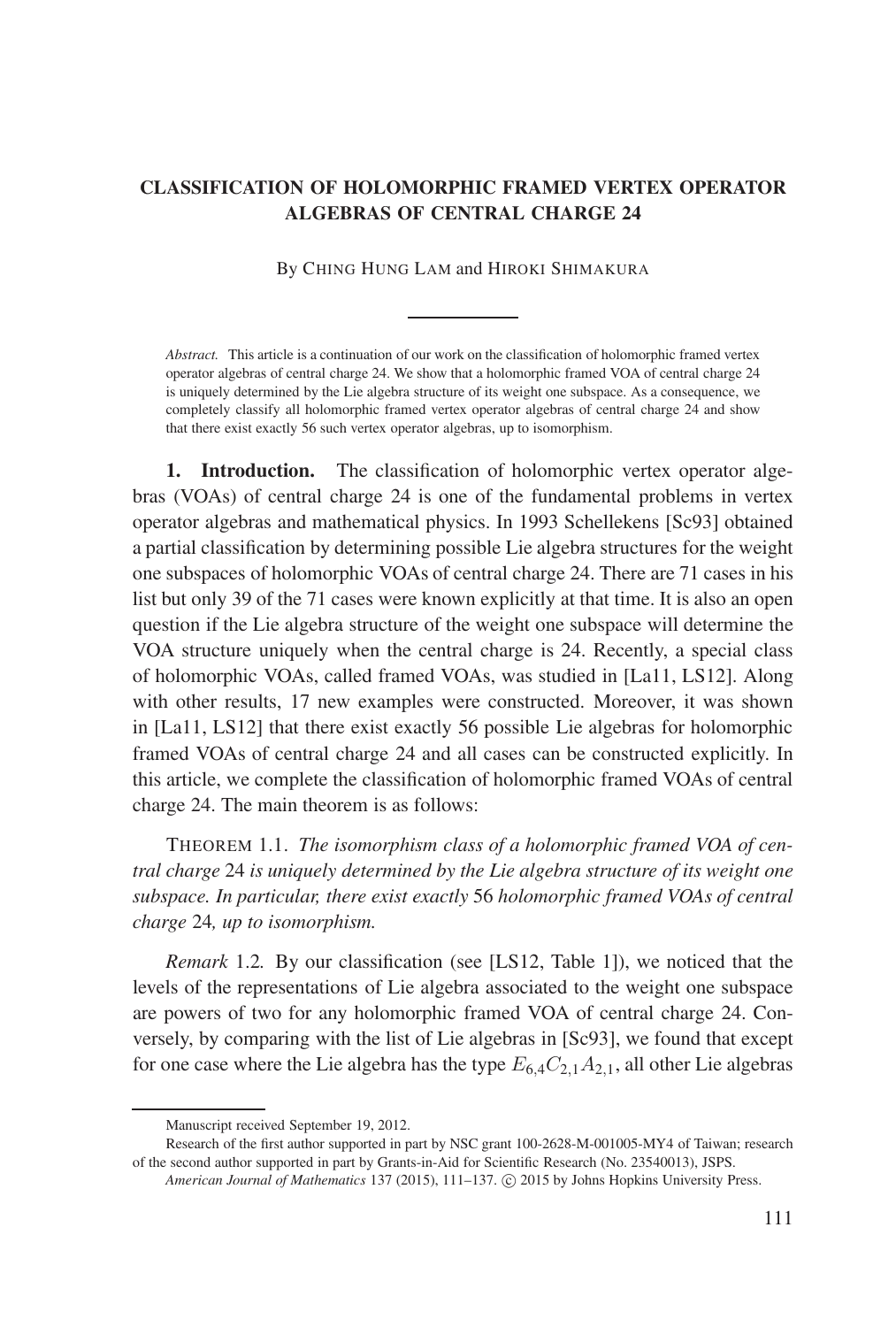# CLASSIFICATION OF HOLOMORPHIC FRAMED VERTEX OPERATOR ALGEBRAS OF CENTRAL CHARGE 24

By CHING HUNG LAM and HIROKI SHIMAKURA

*Abstract.* This article is a continuation of our work on the classification of holomorphic framed vertex operator algebras of central charge 24. We show that a holomorphic framed VOA of central charge 24 is uniquely determined by the Lie algebra structure of its weight one subspace. As a consequence, we completely classify all holomorphic framed vertex operator algebras of central charge 24 and show that there exist exactly 56 such vertex operator algebras, up to isomorphism.

**1. Introduction.** The classification of holomorphic vertex operator algebras (VOAs) of central charge 24 is one of the fundamental problems in vertex operator algebras and mathematical physics. In 1993 Schellekens [Sc93] obtained a partial classification by determining possible Lie algebra structures for the weight one subspaces of holomorphic VOAs of central charge 24. There are 71 cases in his list but only 39 of the 71 cases were known explicitly at that time. It is also an open question if the Lie algebra structure of the weight one subspace will determine the VOA structure uniquely when the central charge is 24. Recently, a special class of holomorphic VOAs, called framed VOAs, was studied in [La11, LS12]. Along with other results, 17 new examples were constructed. Moreover, it was shown in [La11, LS12] that there exist exactly 56 possible Lie algebras for holomorphic framed VOAs of central charge 24 and all cases can be constructed explicitly. In this article, we complete the classification of holomorphic framed VOAs of central charge 24. The main theorem is as follows:

THEOREM 1.1. *The isomorphism class of a holomorphic framed VOA of central charge* 24 *is uniquely determined by the Lie algebra structure of its weight one subspace. In particular, there exist exactly* 56 *holomorphic framed VOAs of central charge* 24*, up to isomorphism.*

*Remark* 1.2*.* By our classification (see [LS12, Table 1]), we noticed that the levels of the representations of Lie algebra associated to the weight one subspace are powers of two for any holomorphic framed VOA of central charge 24. Conversely, by comparing with the list of Lie algebras in [Sc93], we found that except for one case where the Lie algebra has the type $E_{6,4}C_{2,1}A_{2,1}$, all other Lie algebras

Manuscript received September 19, 2012.

Research of the first author supported in part by NSC grant 100-2628-M-001005-MY4 of Taiwan; research of the second author supported in part by Grants-in-Aid for Scientific Research (No. 23540013), JSPS.

*American Journal of Mathematics* 137 (2015), 111–137. © 2015 by Johns Hopkins University Press.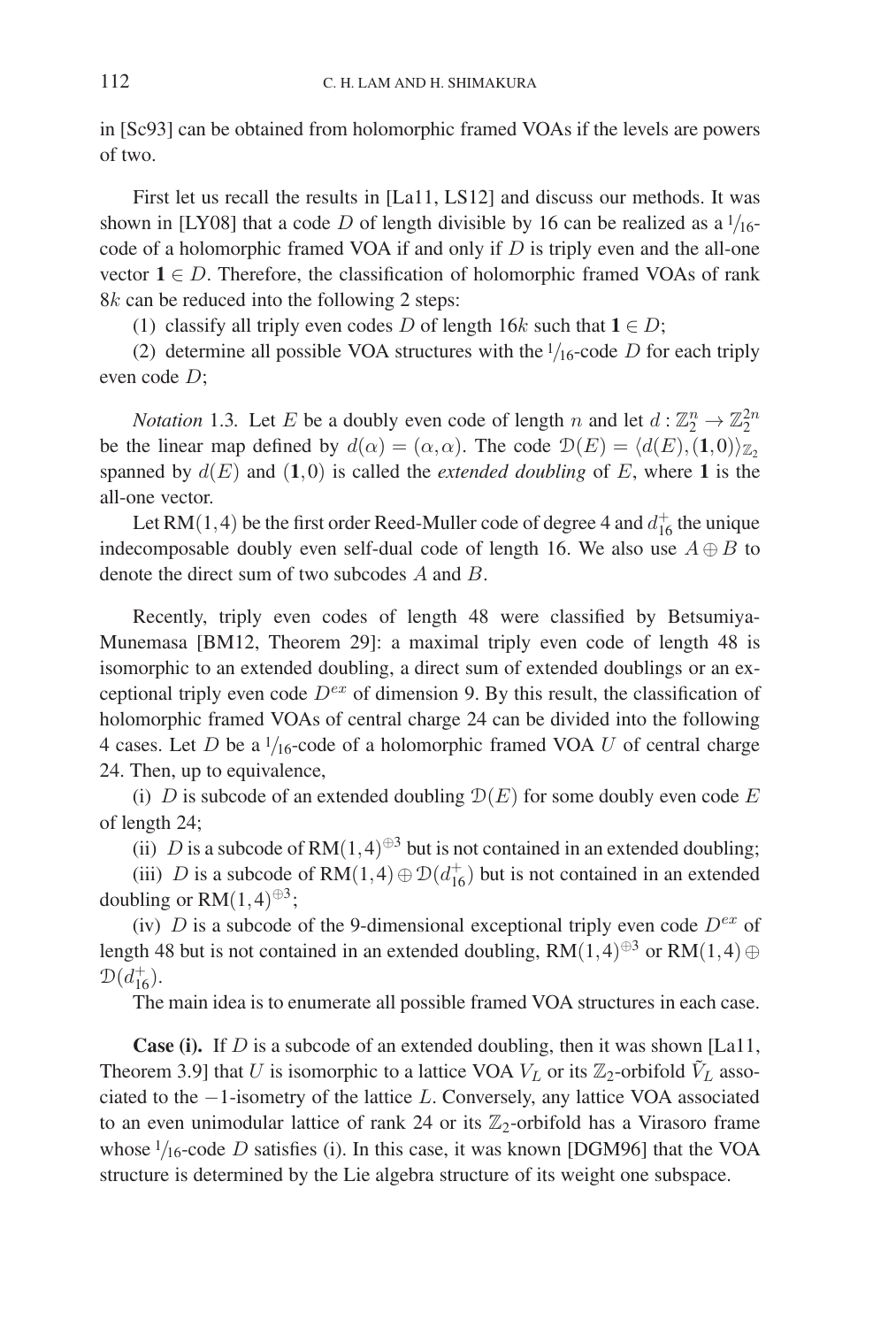in [Sc93] can be obtained from holomorphic framed VOAs if the levels are powers of two.

First let us recall the results in [La11, LS12] and discuss our methods. It was shown in [LY08] that a code $D$ of length divisible by 16 can be realized as a $1/16$-code of a holomorphic framed VOA if and only if $D$ is triply even and the all-one vector $\mathbf{1} \in D$. Therefore, the classification of holomorphic framed VOAs of rank $8k$ can be reduced into the following 2 steps:

(1) classify all triply even codes $D$ of length $16k$ such that $\mathbf{1} \in D$;

(2) determine all possible VOA structures with the $1/16$-code $D$ for each triply even code $D$;

*Notation* 1.3. Let $E$ be a doubly even code of length $n$ and let $d : \mathbb{Z}_2^n \to \mathbb{Z}_2^{2n}$ be the linear map defined by $d(\alpha) = (\alpha, \alpha)$. The code $\mathcal{D}(E) = \langle d(E), (\mathbf{1}, 0)\rangle_{\mathbb{Z}_2}$ spanned by $d(E)$ and $(\mathbf{1}, 0)$ is called the *extended doubling* of $E$, where $\mathbf{1}$ is the all-one vector.

Let $\mathrm{RM}(1,4)$ be the first order Reed-Muller code of degree 4 and $d_{16}^+$ the unique indecomposable doubly even self-dual code of length 16. We also use $A \oplus B$ to denote the direct sum of two subcodes $A$ and $B$.

Recently, triply even codes of length 48 were classified by Betsumiya-Munemasa [BM12, Theorem 29]: a maximal triply even code of length 48 is isomorphic to an extended doubling, a direct sum of extended doublings or an exceptional triply even code $D^{ex}$ of dimension 9. By this result, the classification of holomorphic framed VOAs of central charge 24 can be divided into the following 4 cases. Let $D$ be a $1/16$-code of a holomorphic framed VOA $U$ of central charge 24. Then, up to equivalence,

(i) $D$ is subcode of an extended doubling $\mathcal{D}(E)$ for some doubly even code $E$ of length 24;

(ii) $D$ is a subcode of $\mathrm{RM}(1,4)^{\oplus 3}$ but is not contained in an extended doubling;

(iii) $D$ is a subcode of $\mathrm{RM}(1,4) \oplus \mathcal{D}(d_{16}^+)$ but is not contained in an extended doubling or $\mathrm{RM}(1,4)^{\oplus 3}$;

(iv) $D$ is a subcode of the 9-dimensional exceptional triply even code $D^{ex}$ of length 48 but is not contained in an extended doubling, $\mathrm{RM}(1,4)^{\oplus 3}$ or $\mathrm{RM}(1,4) \oplus \mathcal{D}(d_{16}^+)$.

The main idea is to enumerate all possible framed VOA structures in each case.

**Case (i).** If $D$ is a subcode of an extended doubling, then it was shown [La11, Theorem 3.9] that $U$ is isomorphic to a lattice VOA $V_L$ or its $\mathbb{Z}_2$-orbifold $\tilde{V}_L$ associated to the $-1$-isometry of the lattice $L$. Conversely, any lattice VOA associated to an even unimodular lattice of rank 24 or its $\mathbb{Z}_2$-orbifold has a Virasoro frame whose $1/16$-code $D$ satisfies (i). In this case, it was known [DGM96] that the VOA structure is determined by the Lie algebra structure of its weight one subspace.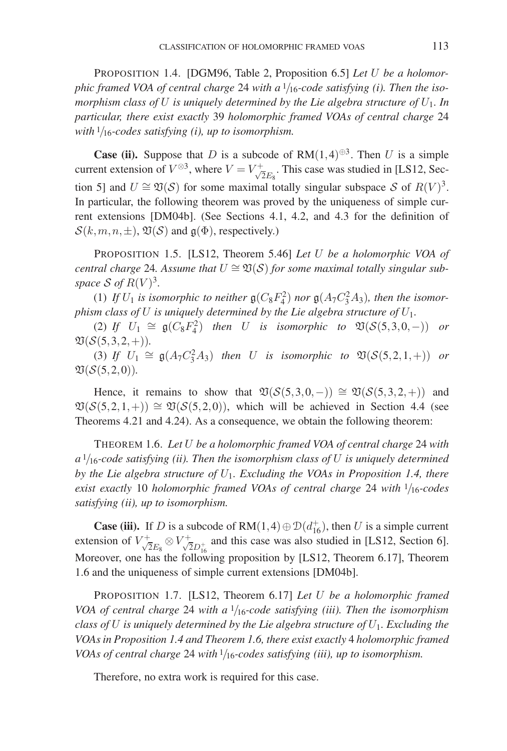PROPOSITION 1.4. [DGM96, Table 2, Proposition 6.5] *Let $U$ be a holomorphic framed VOA of central charge* 24 *with a* $^{1}/_{16}$*-code satisfying (i). Then the isomorphism class of $U$ is uniquely determined by the Lie algebra structure of $U_1$. In particular, there exist exactly* 39 *holomorphic framed VOAs of central charge* 24 *with* $^{1}/_{16}$*-codes satisfying (i), up to isomorphism.*

**Case (ii).** Suppose that $D$ is a subcode of $\mathrm{RM}(1,4)^{\oplus 3}$. Then $U$ is a simple current extension of $V^{\otimes 3}$, where $V = V^{+}_{\sqrt{2}E_8}$. This case was studied in [LS12, Section 5] and $U \cong \mathfrak{V}(\mathcal{S})$ for some maximal totally singular subspace $\mathcal{S}$ of $R(V)^3$. In particular, the following theorem was proved by the uniqueness of simple current extensions [DM04b]. (See Sections 4.1, 4.2, and 4.3 for the definition of $\mathcal{S}(k,m,n,\pm)$, $\mathfrak{V}(\mathcal{S})$ and $\mathfrak{g}(\Phi)$, respectively.)

PROPOSITION 1.5. [LS12, Theorem 5.46] *Let $U$ be a holomorphic VOA of central charge* 24*. Assume that $U \cong \mathfrak{V}(\mathcal{S})$ for some maximal totally singular subspace $\mathcal{S}$ of $R(V)^3$.*

(1) *If $U_1$ is isomorphic to neither $\mathfrak{g}(C_8F_4^2)$ nor $\mathfrak{g}(A_7C_3^2A_3)$, then the isomorphism class of $U$ is uniquely determined by the Lie algebra structure of $U_1$.*

(2) *If $U_1 \cong \mathfrak{g}(C_8F_4^2)$ then $U$ is isomorphic to $\mathfrak{V}(\mathcal{S}(5,3,0,-))$ or $\mathfrak{V}(\mathcal{S}(5,3,2,+))$.*

(3) *If $U_1 \cong \mathfrak{g}(A_7C_3^2A_3)$ then $U$ is isomorphic to $\mathfrak{V}(\mathcal{S}(5,2,1,+))$ or $\mathfrak{V}(\mathcal{S}(5,2,0))$.*

Hence, it remains to show that $\mathfrak{V}(\mathcal{S}(5,3,0,-)) \cong \mathfrak{V}(\mathcal{S}(5,3,2,+))$ and $\mathfrak{V}(\mathcal{S}(5,2,1,+)) \cong \mathfrak{V}(\mathcal{S}(5,2,0))$, which will be achieved in Section 4.4 (see Theorems 4.21 and 4.24). As a consequence, we obtain the following theorem:

THEOREM 1.6. *Let $U$ be a holomorphic framed VOA of central charge* 24 *with a* $^{1}/_{16}$*-code satisfying (ii). Then the isomorphism class of $U$ is uniquely determined by the Lie algebra structure of $U_1$. Excluding the VOAs in Proposition 1.4, there exist exactly* 10 *holomorphic framed VOAs of central charge* 24 *with* $^{1}/_{16}$*-codes satisfying (ii), up to isomorphism.*

**Case (iii).** If $D$ is a subcode of $\mathrm{RM}(1,4) \oplus \mathcal{D}(d_{16}^{+})$, then $U$ is a simple current extension of $V^{+}_{\sqrt{2}E_8} \otimes V^{+}_{\sqrt{2}D_{16}^{+}}$ and this case was also studied in [LS12, Section 6]. Moreover, one has the following proposition by [LS12, Theorem 6.17], Theorem 1.6 and the uniqueness of simple current extensions [DM04b].

PROPOSITION 1.7. [LS12, Theorem 6.17] *Let $U$ be a holomorphic framed VOA of central charge* 24 *with a* $^{1}/_{16}$*-code satisfying (iii). Then the isomorphism class of $U$ is uniquely determined by the Lie algebra structure of $U_1$. Excluding the VOAs in Proposition 1.4 and Theorem 1.6, there exist exactly* 4 *holomorphic framed VOAs of central charge* 24 *with* $^{1}/_{16}$*-codes satisfying (iii), up to isomorphism.*

Therefore, no extra work is required for this case.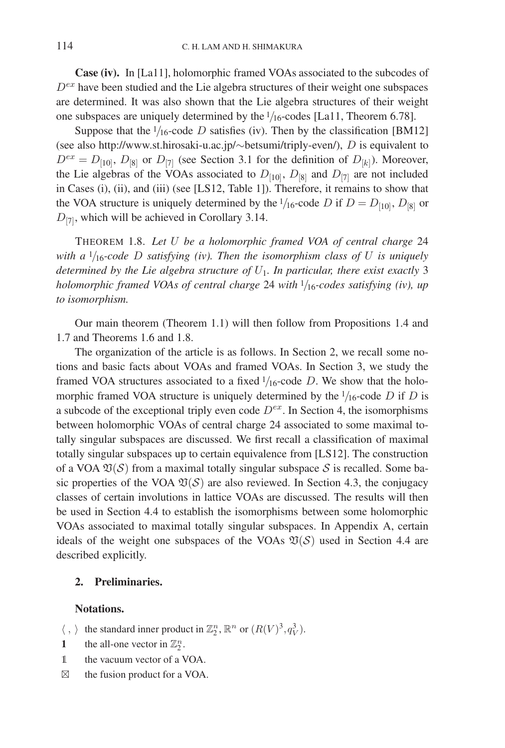**Case (iv).** In [La11], holomorphic framed VOAs associated to the subcodes of $D^{ex}$ have been studied and the Lie algebra structures of their weight one subspaces are determined. It was also shown that the Lie algebra structures of their weight one subspaces are uniquely determined by the $1/16$-codes [La11, Theorem 6.78].

Suppose that the $1/16$-code $D$ satisfies (iv). Then by the classification [BM12] (see also http://www.st.hirosaki-u.ac.jp/∼betsumi/triply-even/), $D$ is equivalent to $D^{ex} = D_{[10]}$, $D_{[8]}$ or $D_{[7]}$ (see Section 3.1 for the definition of $D_{[k]}$). Moreover, the Lie algebras of the VOAs associated to $D_{[10]}$, $D_{[8]}$ and $D_{[7]}$ are not included in Cases (i), (ii), and (iii) (see [LS12, Table 1]). Therefore, it remains to show that the VOA structure is uniquely determined by the $1/16$-code $D$ if $D = D_{[10]}$, $D_{[8]}$ or $D_{[7]}$, which will be achieved in Corollary 3.14.

THEOREM 1.8. *Let $U$ be a holomorphic framed VOA of central charge 24 with a $1/16$-code $D$ satisfying (iv). Then the isomorphism class of $U$ is uniquely determined by the Lie algebra structure of $U_1$. In particular, there exist exactly 3 holomorphic framed VOAs of central charge 24 with $1/16$-codes satisfying (iv), up to isomorphism.*

Our main theorem (Theorem 1.1) will then follow from Propositions 1.4 and 1.7 and Theorems 1.6 and 1.8.

The organization of the article is as follows. In Section 2, we recall some notions and basic facts about VOAs and framed VOAs. In Section 3, we study the framed VOA structures associated to a fixed $1/16$-code $D$. We show that the holomorphic framed VOA structure is uniquely determined by the $1/16$-code $D$ if $D$ is a subcode of the exceptional triply even code $D^{ex}$. In Section 4, the isomorphisms between holomorphic VOAs of central charge 24 associated to some maximal totally singular subspaces are discussed. We first recall a classification of maximal totally singular subspaces up to certain equivalence from [LS12]. The construction of a VOA $\mathfrak{V}(\mathcal{S})$ from a maximal totally singular subspace $\mathcal{S}$ is recalled. Some basic properties of the VOA $\mathfrak{V}(\mathcal{S})$ are also reviewed. In Section 4.3, the conjugacy classes of certain involutions in lattice VOAs are discussed. The results will then be used in Section 4.4 to establish the isomorphisms between some holomorphic VOAs associated to maximal totally singular subspaces. In Appendix A, certain ideals of the weight one subspaces of the VOAs $\mathfrak{V}(\mathcal{S})$ used in Section 4.4 are described explicitly.

## 2. Preliminaries.

### Notations.

- $\langle\ ,\ \rangle$ the standard inner product in $\mathbb{Z}_2^n$, $\mathbb{R}^n$ or $(R(V)^3, q_V^3)$.
- $\mathbf{1}$ the all-one vector in $\mathbb{Z}_2^n$.
- $\mathbb{1}$ the vacuum vector of a VOA.
- $\boxtimes$ the fusion product for a VOA.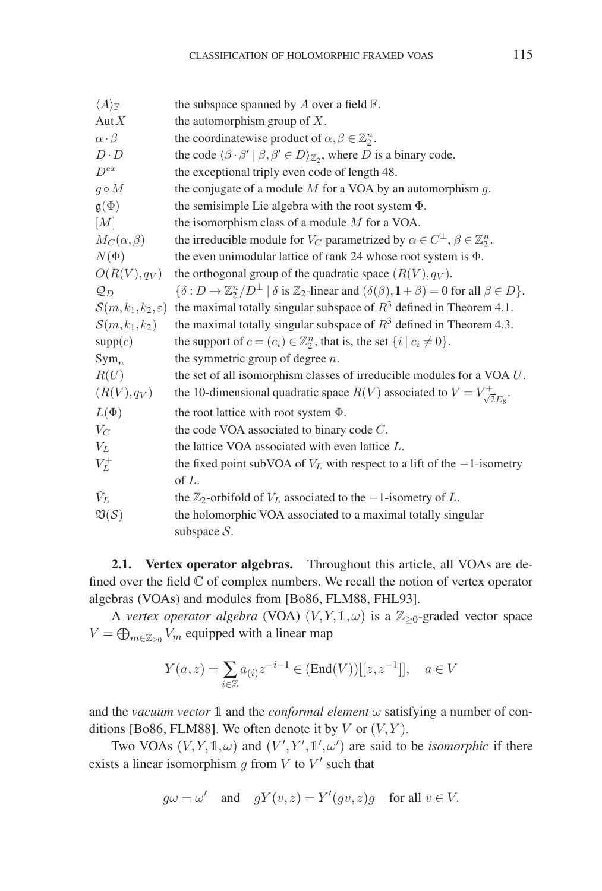| | |
|---|---|
| $\langle A \rangle_{\mathbb{F}}$ | the subspace spanned by $A$ over a field $\mathbb{F}$. |
| $\mathrm{Aut}\, X$ | the automorphism group of $X$. |
| $\alpha \cdot \beta$ | the coordinatewise product of $\alpha, \beta \in \mathbb{Z}_2^n$. |
| $D \cdot D$ | the code $\langle \beta \cdot \beta' \mid \beta, \beta' \in D \rangle_{\mathbb{Z}_2}$, where $D$ is a binary code. |
| $D^{ex}$ | the exceptional triply even code of length 48. |
| $g \circ M$ | the conjugate of a module $M$ for a VOA by an automorphism $g$. |
| $\mathfrak{g}(\Phi)$ | the semisimple Lie algebra with the root system $\Phi$. |
| $[M]$ | the isomorphism class of a module $M$ for a VOA. |
| $M_C(\alpha, \beta)$ | the irreducible module for $V_C$ parametrized by $\alpha \in C^{\perp}$, $\beta \in \mathbb{Z}_2^n$. |
| $N(\Phi)$ | the even unimodular lattice of rank 24 whose root system is $\Phi$. |
| $O(R(V), q_V)$ | the orthogonal group of the quadratic space $(R(V), q_V)$. |
| $\mathcal{Q}_D$ | $\{\delta : D \to \mathbb{Z}_2^n / D^{\perp} \mid \delta \text{ is } \mathbb{Z}_2\text{-linear and } (\delta(\beta), \mathbf{1} + \beta) = 0 \text{ for all } \beta \in D\}$. |
| $\mathcal{S}(m, k_1, k_2, \varepsilon)$ | the maximal totally singular subspace of $R^3$ defined in Theorem 4.1. |
| $\mathcal{S}(m, k_1, k_2)$ | the maximal totally singular subspace of $R^3$ defined in Theorem 4.3. |
| $\mathrm{supp}(c)$ | the support of $c = (c_i) \in \mathbb{Z}_2^n$, that is, the set $\{i \mid c_i \neq 0\}$. |
| $\mathrm{Sym}_n$ | the symmetric group of degree $n$. |
| $R(U)$ | the set of all isomorphism classes of irreducible modules for a VOA $U$. |
| $(R(V), q_V)$ | the 10-dimensional quadratic space $R(V)$ associated to $V = V_{\sqrt{2}E_8}^{+}$. |
| $L(\Phi)$ | the root lattice with root system $\Phi$. |
| $V_C$ | the code VOA associated to binary code $C$. |
| $V_L$ | the lattice VOA associated with even lattice $L$. |
| $V_L^{+}$ | the fixed point subVOA of $V_L$ with respect to a lift of the $-1$-isometry of $L$. |
| $\tilde{V}_L$ | the $\mathbb{Z}_2$-orbifold of $V_L$ associated to the $-1$-isometry of $L$. |
| $\mathfrak{V}(\mathcal{S})$ | the holomorphic VOA associated to a maximal totally singular subspace $\mathcal{S}$. |

### 2.1. Vertex operator algebras.

Throughout this article, all VOAs are defined over the field $\mathbb{C}$ of complex numbers. We recall the notion of vertex operator algebras (VOAs) and modules from [Bo86, FLM88, FHL93].

A *vertex operator algebra* (VOA) $(V, Y, \mathbb{1}, \omega)$ is a $\mathbb{Z}_{\geq 0}$-graded vector space $V = \bigoplus_{m \in \mathbb{Z}_{\geq 0}} V_m$ equipped with a linear map

$$Y(a, z) = \sum_{i \in \mathbb{Z}} a_{(i)} z^{-i-1} \in (\mathrm{End}(V))[[z, z^{-1}]], \quad a \in V$$

and the *vacuum vector* $\mathbb{1}$ and the *conformal element* $\omega$ satisfying a number of conditions [Bo86, FLM88]. We often denote it by $V$ or $(V, Y)$.

Two VOAs $(V, Y, \mathbb{1}, \omega)$ and $(V', Y', \mathbb{1}', \omega')$ are said to be *isomorphic* if there exists a linear isomorphism $g$ from $V$ to $V'$ such that

$$g\omega = \omega' \quad \text{and} \quad gY(v, z) = Y'(gv, z)g \quad \text{for all } v \in V.$$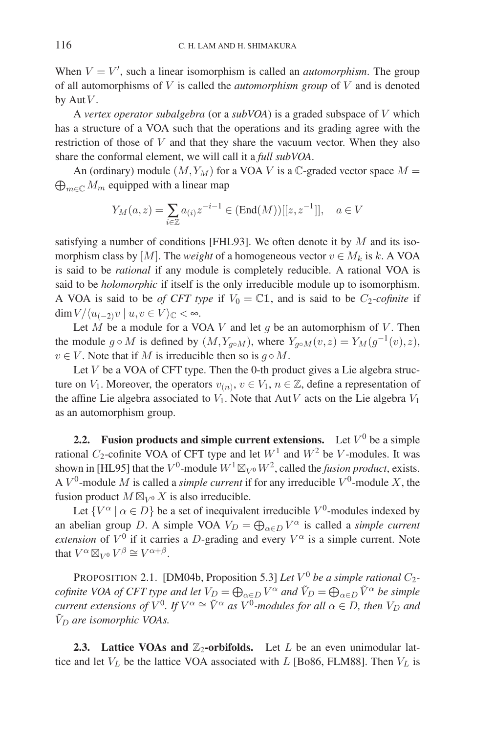When $V = V'$, such a linear isomorphism is called an *automorphism*. The group of all automorphisms of $V$ is called the *automorphism group* of $V$ and is denoted by $\mathrm{Aut}\,V$.

A *vertex operator subalgebra* (or a *subVOA*) is a graded subspace of $V$ which has a structure of a VOA such that the operations and its grading agree with the restriction of those of $V$ and that they share the vacuum vector. When they also share the conformal element, we will call it a *full subVOA*.

An (ordinary) module $(M, Y_M)$ for a VOA $V$ is a $\mathbb{C}$-graded vector space $M = \bigoplus_{m\in\mathbb{C}} M_m$ equipped with a linear map

$$Y_M(a,z) = \sum_{i\in\mathbb{Z}} a_{(i)} z^{-i-1} \in (\mathrm{End}(M))[[z,z^{-1}]], \quad a \in V$$

satisfying a number of conditions [FHL93]. We often denote it by $M$ and its isomorphism class by $[M]$. The *weight* of a homogeneous vector $v \in M_k$ is $k$. A VOA is said to be *rational* if any module is completely reducible. A rational VOA is said to be *holomorphic* if itself is the only irreducible module up to isomorphism. A VOA is said to be *of CFT type* if $V_0 = \mathbb{C}\mathbb{1}$, and is said to be *$C_2$-cofinite* if $\dim V/\langle u_{(-2)}v \mid u,v \in V\rangle_{\mathbb{C}} < \infty$.

Let $M$ be a module for a VOA $V$ and let $g$ be an automorphism of $V$. Then the module $g \circ M$ is defined by $(M, Y_{g\circ M})$, where $Y_{g\circ M}(v,z) = Y_M(g^{-1}(v),z)$, $v \in V$. Note that if $M$ is irreducible then so is $g \circ M$.

Let $V$ be a VOA of CFT type. Then the 0-th product gives a Lie algebra structure on $V_1$. Moreover, the operators $v_{(n)}$, $v \in V_1$, $n \in \mathbb{Z}$, define a representation of the affine Lie algebra associated to $V_1$. Note that $\mathrm{Aut}\,V$ acts on the Lie algebra $V_1$ as an automorphism group.

### 2.2. Fusion products and simple current extensions.

Let $V^0$ be a simple rational $C_2$-cofinite VOA of CFT type and let $W^1$ and $W^2$ be $V$-modules. It was shown in [HL95] that the $V^0$-module $W^1 \boxtimes_{V^0} W^2$, called the *fusion product*, exists. A $V^0$-module $M$ is called a *simple current* if for any irreducible $V^0$-module $X$, the fusion product $M \boxtimes_{V^0} X$ is also irreducible.

Let $\{V^\alpha \mid \alpha \in D\}$ be a set of inequivalent irreducible $V^0$-modules indexed by an abelian group $D$. A simple VOA $V_D = \bigoplus_{\alpha\in D} V^\alpha$ is called a *simple current extension* of $V^0$ if it carries a $D$-grading and every $V^\alpha$ is a simple current. Note that $V^\alpha \boxtimes_{V^0} V^\beta \cong V^{\alpha+\beta}$.

PROPOSITION 2.1. [DM04b, Proposition 5.3] *Let $V^0$ be a simple rational $C_2$-cofinite VOA of CFT type and let $V_D = \bigoplus_{\alpha\in D} V^\alpha$ and $\tilde{V}_D = \bigoplus_{\alpha\in D} \tilde{V}^\alpha$ be simple current extensions of $V^0$. If $V^\alpha \cong \tilde{V}^\alpha$ as $V^0$-modules for all $\alpha \in D$, then $V_D$ and $\tilde{V}_D$ are isomorphic VOAs.*

### 2.3. Lattice VOAs and $\mathbb{Z}_2$-orbifolds.

Let $L$ be an even unimodular lattice and let $V_L$ be the lattice VOA associated with $L$ [Bo86, FLM88]. Then $V_L$ is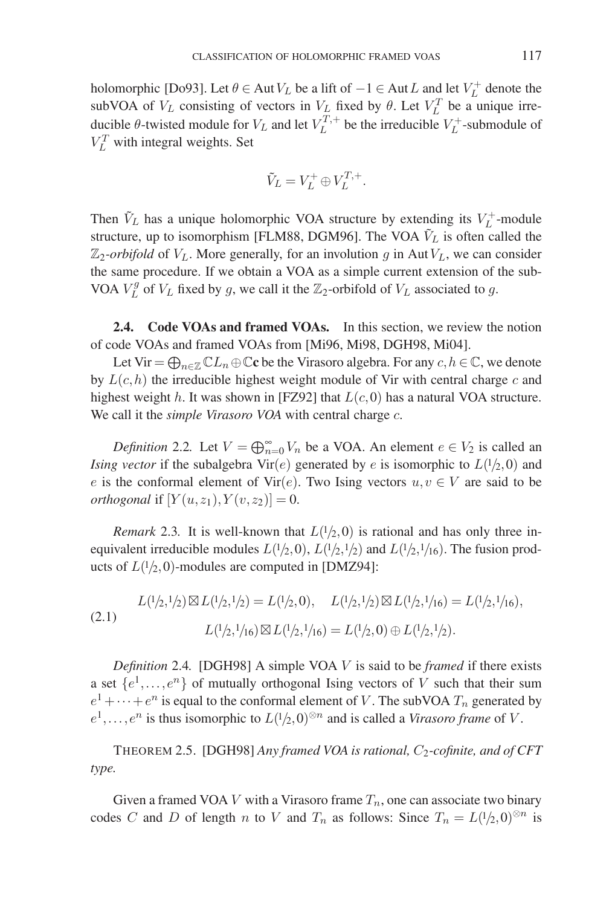holomorphic [Do93]. Let $\theta \in \operatorname{Aut} V_L$ be a lift of $-1 \in \operatorname{Aut} L$ and let $V_L^+$ denote the subVOA of $V_L$ consisting of vectors in $V_L$ fixed by $\theta$. Let $V_L^T$ be a unique irreducible $\theta$-twisted module for $V_L$ and let $V_L^{T,+}$ be the irreducible $V_L^+$-submodule of $V_L^T$ with integral weights. Set

$$\tilde{V}_L = V_L^+ \oplus V_L^{T,+}.$$

Then $\tilde{V}_L$ has a unique holomorphic VOA structure by extending its $V_L^+$-module structure, up to isomorphism [FLM88, DGM96]. The VOA $\tilde{V}_L$ is often called the $\mathbb{Z}_2$-*orbifold* of $V_L$. More generally, for an involution $g$ in $\operatorname{Aut} V_L$, we can consider the same procedure. If we obtain a VOA as a simple current extension of the subVOA $V_L^g$ of $V_L$ fixed by $g$, we call it the $\mathbb{Z}_2$-orbifold of $V_L$ associated to $g$.

**2.4. Code VOAs and framed VOAs.** In this section, we review the notion of code VOAs and framed VOAs from [Mi96, Mi98, DGH98, Mi04].

Let $\mathrm{Vir} = \bigoplus_{n\in\mathbb{Z}} \mathbb{C}L_n \oplus \mathbb{C}\mathbf{c}$ be the Virasoro algebra. For any $c, h \in \mathbb{C}$, we denote by $L(c,h)$ the irreducible highest weight module of Vir with central charge $c$ and highest weight $h$. It was shown in [FZ92] that $L(c,0)$ has a natural VOA structure. We call it the *simple Virasoro VOA* with central charge $c$.

*Definition* 2.2. Let $V = \bigoplus_{n=0}^{\infty} V_n$ be a VOA. An element $e \in V_2$ is called an *Ising vector* if the subalgebra $\mathrm{Vir}(e)$ generated by $e$ is isomorphic to $L(1/2,0)$ and $e$ is the conformal element of $\mathrm{Vir}(e)$. Two Ising vectors $u, v \in V$ are said to be *orthogonal* if $[Y(u,z_1), Y(v,z_2)] = 0$.

*Remark* 2.3. It is well-known that $L(1/2,0)$ is rational and has only three inequivalent irreducible modules $L(1/2,0)$, $L(1/2,1/2)$ and $L(1/2,1/16)$. The fusion products of $L(1/2,0)$-modules are computed in [DMZ94]:

$$\begin{gathered} L(1/2,1/2) \boxtimes L(1/2,1/2) = L(1/2,0), \quad L(1/2,1/2) \boxtimes L(1/2,1/16) = L(1/2,1/16), \\ L(1/2,1/16) \boxtimes L(1/2,1/16) = L(1/2,0) \oplus L(1/2,1/2). \end{gathered} \tag{2.1}$$

*Definition* 2.4. [DGH98] A simple VOA $V$ is said to be *framed* if there exists a set $\{e^1, \dots, e^n\}$ of mutually orthogonal Ising vectors of $V$ such that their sum $e^1 + \cdots + e^n$ is equal to the conformal element of $V$. The subVOA $T_n$ generated by $e^1, \dots, e^n$ is thus isomorphic to $L(1/2,0)^{\otimes n}$ and is called a *Virasoro frame* of $V$.

THEOREM 2.5. [DGH98] *Any framed VOA is rational, $C_2$-cofinite, and of CFT type.*

Given a framed VOA $V$ with a Virasoro frame $T_n$, one can associate two binary codes $C$ and $D$ of length $n$ to $V$ and $T_n$ as follows: Since $T_n = L(1/2,0)^{\otimes n}$ is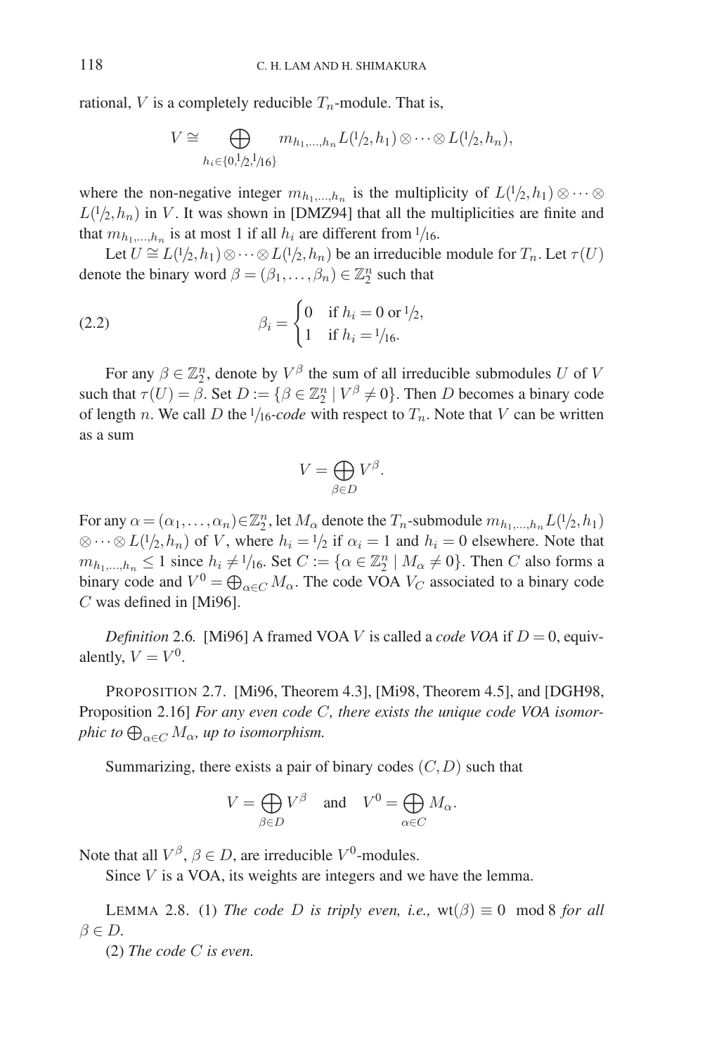rational, $V$ is a completely reducible $T_n$-module. That is,

$$V \cong \bigoplus_{h_i \in \{0, 1/2, 1/16\}} m_{h_1,\ldots,h_n} L(1/2, h_1) \otimes \cdots \otimes L(1/2, h_n),$$

where the non-negative integer $m_{h_1,\ldots,h_n}$ is the multiplicity of $L(1/2, h_1) \otimes \cdots \otimes L(1/2, h_n)$ in $V$. It was shown in [DMZ94] that all the multiplicities are finite and that $m_{h_1,\ldots,h_n}$ is at most 1 if all $h_i$ are different from $1/16$.

Let $U \cong L(1/2, h_1) \otimes \cdots \otimes L(1/2, h_n)$ be an irreducible module for $T_n$. Let $\tau(U)$ denote the binary word $\beta = (\beta_1, \ldots, \beta_n) \in \mathbb{Z}_2^n$ such that

$$\beta_i = \begin{cases} 0 & \text{if } h_i = 0 \text{ or } 1/2, \\ 1 & \text{if } h_i = 1/16. \end{cases} \tag{2.2}$$

For any $\beta \in \mathbb{Z}_2^n$, denote by $V^\beta$ the sum of all irreducible submodules $U$ of $V$ such that $\tau(U) = \beta$. Set $D := \{\beta \in \mathbb{Z}_2^n \mid V^\beta \neq 0\}$. Then $D$ becomes a binary code of length $n$. We call $D$ the *$1/16$-code* with respect to $T_n$. Note that $V$ can be written as a sum

$$V = \bigoplus_{\beta \in D} V^\beta.$$

For any $\alpha = (\alpha_1, \ldots, \alpha_n) \in \mathbb{Z}_2^n$, let $M_\alpha$ denote the $T_n$-submodule $m_{h_1,\ldots,h_n} L(1/2, h_1) \otimes \cdots \otimes L(1/2, h_n)$ of $V$, where $h_i = 1/2$ if $\alpha_i = 1$ and $h_i = 0$ elsewhere. Note that $m_{h_1,\ldots,h_n} \leq 1$ since $h_i \neq 1/16$. Set $C := \{\alpha \in \mathbb{Z}_2^n \mid M_\alpha \neq 0\}$. Then $C$ also forms a binary code and $V^0 = \bigoplus_{\alpha \in C} M_\alpha$. The code VOA $V_C$ associated to a binary code $C$ was defined in [Mi96].

*Definition* 2.6. [Mi96] A framed VOA $V$ is called a *code VOA* if $D = 0$, equivalently, $V = V^0$.

PROPOSITION 2.7. [Mi96, Theorem 4.3], [Mi98, Theorem 4.5], and [DGH98, Proposition 2.16] *For any even code $C$, there exists the unique code VOA isomorphic to $\bigoplus_{\alpha \in C} M_\alpha$, up to isomorphism.*

Summarizing, there exists a pair of binary codes $(C, D)$ such that

$$V = \bigoplus_{\beta \in D} V^\beta \quad \text{and} \quad V^0 = \bigoplus_{\alpha \in C} M_\alpha.$$

Note that all $V^\beta$, $\beta \in D$, are irreducible $V^0$-modules.

Since $V$ is a VOA, its weights are integers and we have the lemma.

LEMMA 2.8. (1) *The code $D$ is triply even, i.e.,* $\mathrm{wt}(\beta) \equiv 0 \mod 8$ *for all* $\beta \in D$.

(2) *The code $C$ is even.*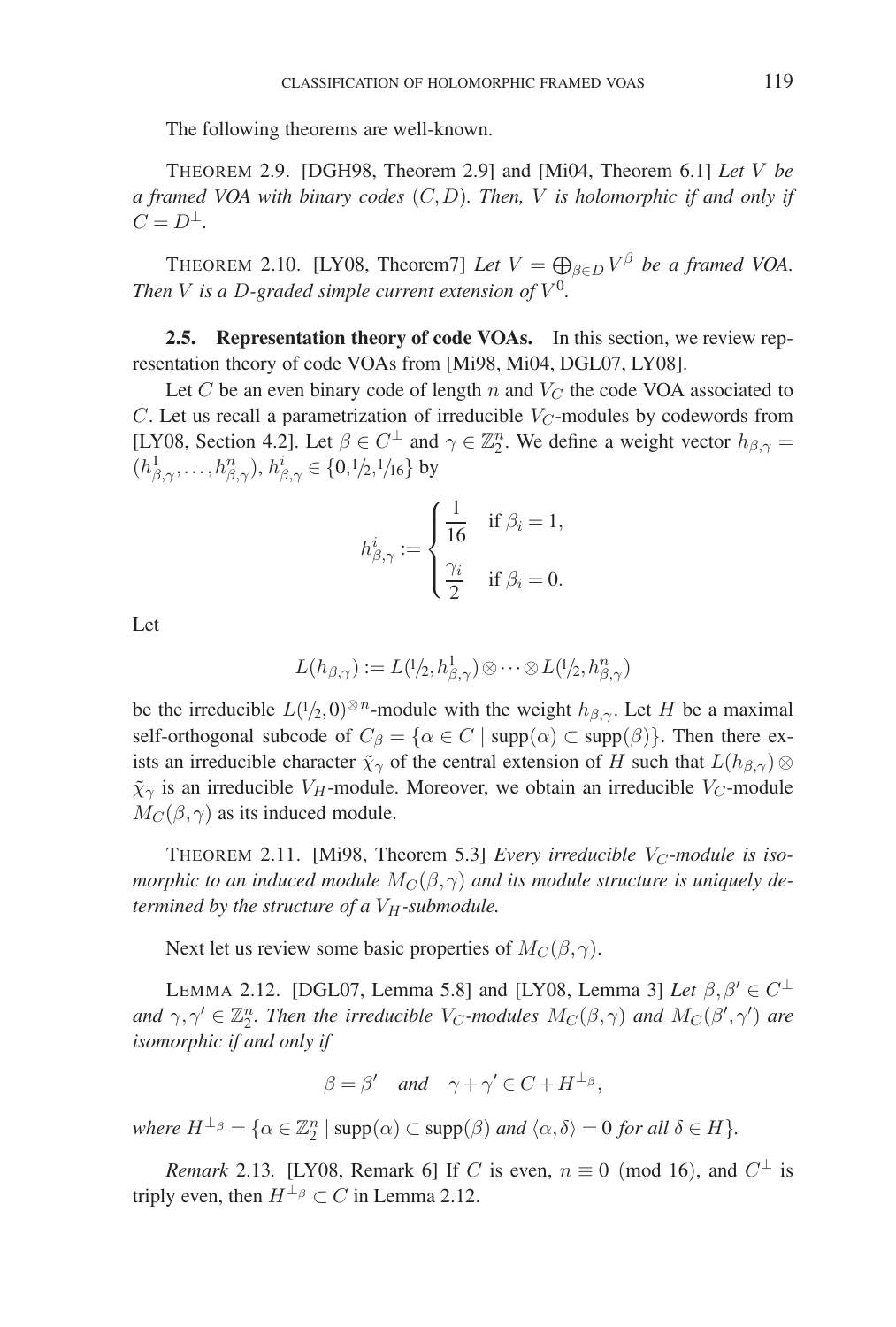The following theorems are well-known.

THEOREM 2.9. [DGH98, Theorem 2.9] and [Mi04, Theorem 6.1] *Let $V$ be a framed VOA with binary codes $(C,D)$. Then, $V$ is holomorphic if and only if $C = D^{\perp}$.*

THEOREM 2.10. [LY08, Theorem7] *Let $V = \bigoplus_{\beta\in D} V^{\beta}$ be a framed VOA. Then $V$ is a $D$-graded simple current extension of $V^0$.*

### 2.5. Representation theory of code VOAs.

In this section, we review representation theory of code VOAs from [Mi98, Mi04, DGL07, LY08].

Let $C$ be an even binary code of length $n$ and $V_C$ the code VOA associated to $C$. Let us recall a parametrization of irreducible $V_C$-modules by codewords from [LY08, Section 4.2]. Let $\beta \in C^{\perp}$ and $\gamma \in \mathbb{Z}_2^n$. We define a weight vector $h_{\beta,\gamma} = (h^1_{\beta,\gamma},\dots,h^n_{\beta,\gamma})$, $h^i_{\beta,\gamma} \in \{0, 1/2, 1/16\}$ by

$$h^i_{\beta,\gamma} := \begin{cases} \dfrac{1}{16} & \text{if } \beta_i = 1, \\[2mm] \dfrac{\gamma_i}{2} & \text{if } \beta_i = 0. \end{cases}$$

Let

$$L(h_{\beta,\gamma}) := L(1/2, h^1_{\beta,\gamma}) \otimes \cdots \otimes L(1/2, h^n_{\beta,\gamma})$$

be the irreducible $L(1/2,0)^{\otimes n}$-module with the weight $h_{\beta,\gamma}$. Let $H$ be a maximal self-orthogonal subcode of $C_\beta = \{\alpha \in C \mid \operatorname{supp}(\alpha) \subset \operatorname{supp}(\beta)\}$. Then there exists an irreducible character $\tilde{\chi}_\gamma$ of the central extension of $H$ such that $L(h_{\beta,\gamma}) \otimes \tilde{\chi}_\gamma$ is an irreducible $V_H$-module. Moreover, we obtain an irreducible $V_C$-module $M_C(\beta,\gamma)$ as its induced module.

THEOREM 2.11. [Mi98, Theorem 5.3] *Every irreducible $V_C$-module is isomorphic to an induced module $M_C(\beta,\gamma)$ and its module structure is uniquely determined by the structure of a $V_H$-submodule.*

Next let us review some basic properties of $M_C(\beta,\gamma)$.

LEMMA 2.12. [DGL07, Lemma 5.8] and [LY08, Lemma 3] *Let $\beta,\beta' \in C^{\perp}$ and $\gamma,\gamma' \in \mathbb{Z}_2^n$. Then the irreducible $V_C$-modules $M_C(\beta,\gamma)$ and $M_C(\beta',\gamma')$ are isomorphic if and only if*

$$\beta = \beta' \quad \textit{and} \quad \gamma + \gamma' \in C + H^{\perp_\beta},$$

*where $H^{\perp_\beta} = \{\alpha \in \mathbb{Z}_2^n \mid \operatorname{supp}(\alpha) \subset \operatorname{supp}(\beta)$ and $\langle \alpha, \delta\rangle = 0$ for all $\delta \in H\}$.*

*Remark* 2.13. [LY08, Remark 6] If $C$ is even, $n \equiv 0 \pmod{16}$, and $C^{\perp}$ is triply even, then $H^{\perp_\beta} \subset C$ in Lemma 2.12.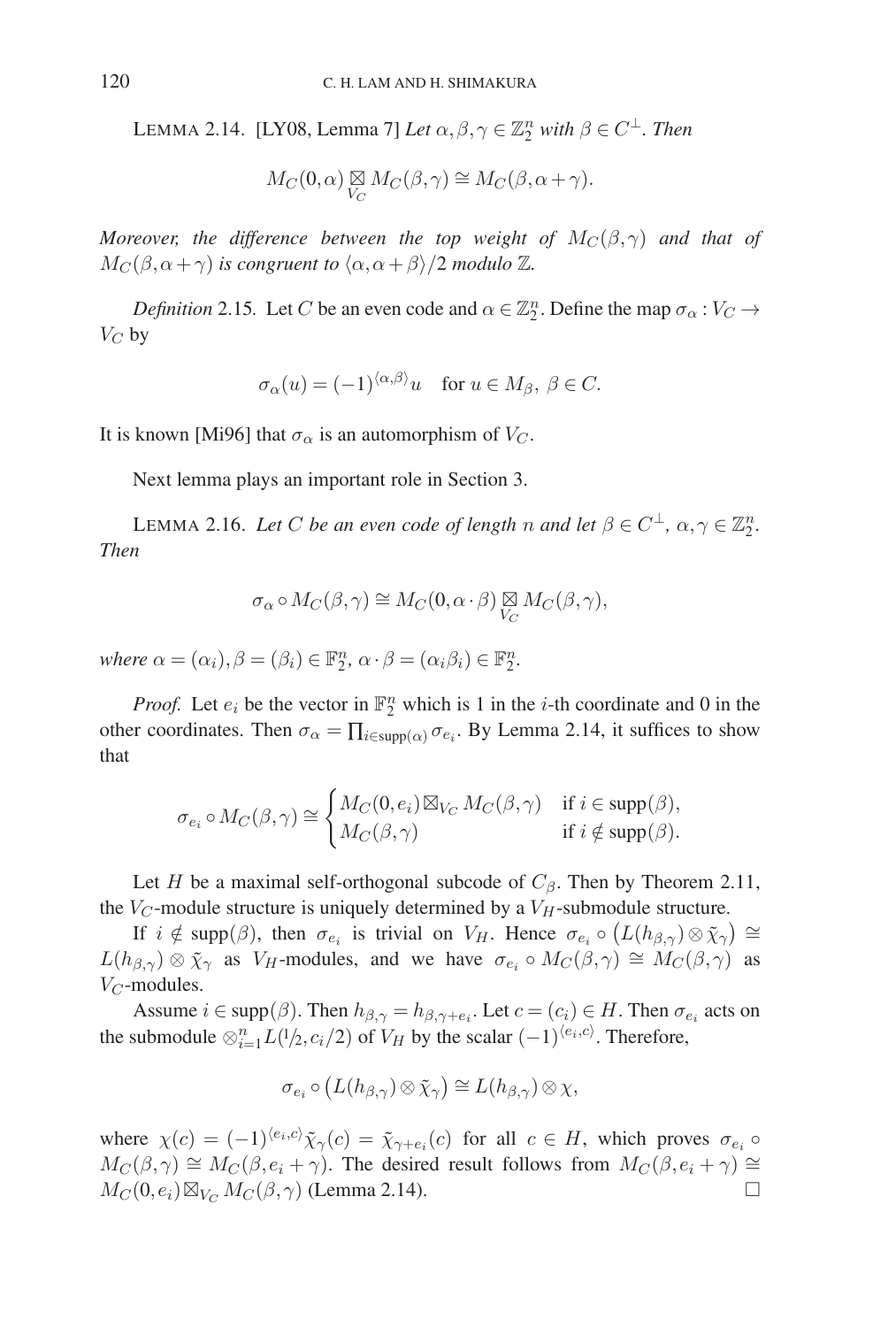LEMMA 2.14. [LY08, Lemma 7] *Let $\alpha,\beta,\gamma \in \mathbb{Z}_2^n$ with $\beta \in C^\perp$. Then*

$$M_C(0,\alpha) \boxtimes_{V_C} M_C(\beta,\gamma) \cong M_C(\beta,\alpha+\gamma).$$

*Moreover, the difference between the top weight of $M_C(\beta,\gamma)$ and that of $M_C(\beta,\alpha+\gamma)$ is congruent to $\langle \alpha,\alpha+\beta\rangle/2$ modulo $\mathbb{Z}$.*

*Definition* 2.15. Let $C$ be an even code and $\alpha \in \mathbb{Z}_2^n$. Define the map $\sigma_\alpha : V_C \to V_C$ by

$$\sigma_\alpha(u) = (-1)^{\langle \alpha,\beta\rangle} u \quad \text{for } u \in M_\beta,\ \beta \in C.$$

It is known [Mi96] that $\sigma_\alpha$ is an automorphism of $V_C$.

Next lemma plays an important role in Section 3.

LEMMA 2.16. *Let $C$ be an even code of length $n$ and let $\beta \in C^\perp$, $\alpha,\gamma \in \mathbb{Z}_2^n$. Then*

$$\sigma_\alpha \circ M_C(\beta,\gamma) \cong M_C(0,\alpha\cdot\beta) \boxtimes_{V_C} M_C(\beta,\gamma),$$

*where $\alpha = (\alpha_i), \beta = (\beta_i) \in \mathbb{F}_2^n$, $\alpha\cdot\beta = (\alpha_i\beta_i) \in \mathbb{F}_2^n$.*

*Proof.* Let $e_i$ be the vector in $\mathbb{F}_2^n$ which is 1 in the $i$-th coordinate and 0 in the other coordinates. Then $\sigma_\alpha = \prod_{i\in \operatorname{supp}(\alpha)} \sigma_{e_i}$. By Lemma 2.14, it suffices to show that

$$\sigma_{e_i} \circ M_C(\beta,\gamma) \cong \begin{cases} M_C(0,e_i) \boxtimes_{V_C} M_C(\beta,\gamma) & \text{if } i \in \operatorname{supp}(\beta), \\ M_C(\beta,\gamma) & \text{if } i \notin \operatorname{supp}(\beta). \end{cases}$$

Let $H$ be a maximal self-orthogonal subcode of $C_\beta$. Then by Theorem 2.11, the $V_C$-module structure is uniquely determined by a $V_H$-submodule structure.

If $i \notin \operatorname{supp}(\beta)$, then $\sigma_{e_i}$ is trivial on $V_H$. Hence $\sigma_{e_i} \circ \big(L(h_{\beta,\gamma}) \otimes \tilde{\chi}_\gamma\big) \cong L(h_{\beta,\gamma}) \otimes \tilde{\chi}_\gamma$ as $V_H$-modules, and we have $\sigma_{e_i} \circ M_C(\beta,\gamma) \cong M_C(\beta,\gamma)$ as $V_C$-modules.

Assume $i \in \operatorname{supp}(\beta)$. Then $h_{\beta,\gamma} = h_{\beta,\gamma+e_i}$. Let $c = (c_i) \in H$. Then $\sigma_{e_i}$ acts on the submodule $\otimes_{i=1}^n L(1/2, c_i/2)$ of $V_H$ by the scalar $(-1)^{\langle e_i,c\rangle}$. Therefore,

$$\sigma_{e_i} \circ \big(L(h_{\beta,\gamma}) \otimes \tilde{\chi}_\gamma\big) \cong L(h_{\beta,\gamma}) \otimes \chi,$$

where $\chi(c) = (-1)^{\langle e_i,c\rangle} \tilde{\chi}_\gamma(c) = \tilde{\chi}_{\gamma+e_i}(c)$ for all $c \in H$, which proves $\sigma_{e_i} \circ M_C(\beta,\gamma) \cong M_C(\beta,e_i+\gamma)$. The desired result follows from $M_C(\beta,e_i+\gamma) \cong M_C(0,e_i) \boxtimes_{V_C} M_C(\beta,\gamma)$ (Lemma 2.14). □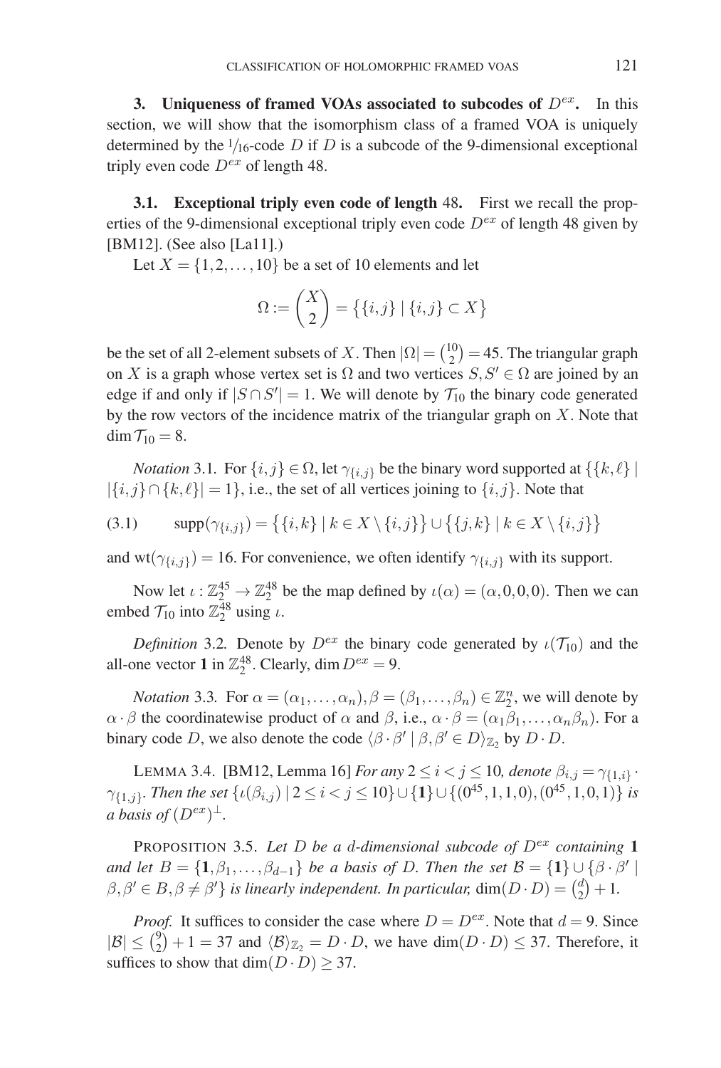**3. Uniqueness of framed VOAs associated to subcodes of $D^{ex}$.** In this section, we will show that the isomorphism class of a framed VOA is uniquely determined by the $1/16$-code $D$ if $D$ is a subcode of the 9-dimensional exceptional triply even code $D^{ex}$ of length 48.

**3.1. Exceptional triply even code of length 48.** First we recall the properties of the 9-dimensional exceptional triply even code $D^{ex}$ of length 48 given by [BM12]. (See also [La11].)

Let $X = \{1, 2, \ldots, 10\}$ be a set of 10 elements and let

$$\Omega := \binom{X}{2} = \big\{\{i,j\} \mid \{i,j\} \subset X\big\}$$

be the set of all 2-element subsets of $X$. Then $|\Omega| = \binom{10}{2} = 45$. The triangular graph on $X$ is a graph whose vertex set is $\Omega$ and two vertices $S, S' \in \Omega$ are joined by an edge if and only if $|S \cap S'| = 1$. We will denote by $\mathcal{T}_{10}$ the binary code generated by the row vectors of the incidence matrix of the triangular graph on $X$. Note that $\dim \mathcal{T}_{10} = 8$.

*Notation* 3.1. For $\{i,j\} \in \Omega$, let $\gamma_{\{i,j\}}$ be the binary word supported at $\{\{k,\ell\} \mid |\{i,j\} \cap \{k,\ell\}| = 1\}$, i.e., the set of all vertices joining to $\{i,j\}$. Note that

$$\operatorname{supp}(\gamma_{\{i,j\}}) = \big\{\{i,k\} \mid k \in X \setminus \{i,j\}\big\} \cup \big\{\{j,k\} \mid k \in X \setminus \{i,j\}\big\} \tag{3.1}$$

and $\operatorname{wt}(\gamma_{\{i,j\}}) = 16$. For convenience, we often identify $\gamma_{\{i,j\}}$ with its support.

Now let $\iota : \mathbb{Z}_2^{45} \to \mathbb{Z}_2^{48}$ be the map defined by $\iota(\alpha) = (\alpha, 0, 0, 0)$. Then we can embed $\mathcal{T}_{10}$ into $\mathbb{Z}_2^{48}$ using $\iota$.

*Definition* 3.2. Denote by $D^{ex}$ the binary code generated by $\iota(\mathcal{T}_{10})$ and the all-one vector $\mathbf{1}$ in $\mathbb{Z}_2^{48}$. Clearly, $\dim D^{ex} = 9$.

*Notation* 3.3. For $\alpha = (\alpha_1, \ldots, \alpha_n), \beta = (\beta_1, \ldots, \beta_n) \in \mathbb{Z}_2^n$, we will denote by $\alpha \cdot \beta$ the coordinatewise product of $\alpha$ and $\beta$, i.e., $\alpha \cdot \beta = (\alpha_1\beta_1, \ldots, \alpha_n\beta_n)$. For a binary code $D$, we also denote the code $\langle \beta \cdot \beta' \mid \beta, \beta' \in D\rangle_{\mathbb{Z}_2}$ by $D \cdot D$.

LEMMA 3.4. [BM12, Lemma 16] *For any $2 \le i < j \le 10$, denote $\beta_{i,j} = \gamma_{\{1,i\}} \cdot \gamma_{\{1,j\}}$. Then the set $\{\iota(\beta_{i,j}) \mid 2 \le i < j \le 10\} \cup \{\mathbf{1}\} \cup \{(0^{45}, 1, 1, 0), (0^{45}, 1, 0, 1)\}$ is a basis of $(D^{ex})^{\perp}$.*

PROPOSITION 3.5. *Let $D$ be a $d$-dimensional subcode of $D^{ex}$ containing $\mathbf{1}$ and let $B = \{\mathbf{1}, \beta_1, \ldots, \beta_{d-1}\}$ be a basis of $D$. Then the set $\mathcal{B} = \{\mathbf{1}\} \cup \{\beta \cdot \beta' \mid \beta, \beta' \in B, \beta \neq \beta'\}$ is linearly independent. In particular, $\dim(D \cdot D) = \binom{d}{2} + 1$.*

*Proof.* It suffices to consider the case where $D = D^{ex}$. Note that $d = 9$. Since $|\mathcal{B}| \le \binom{9}{2} + 1 = 37$ and $\langle \mathcal{B}\rangle_{\mathbb{Z}_2} = D \cdot D$, we have $\dim(D \cdot D) \le 37$. Therefore, it suffices to show that $\dim(D \cdot D) \ge 37$.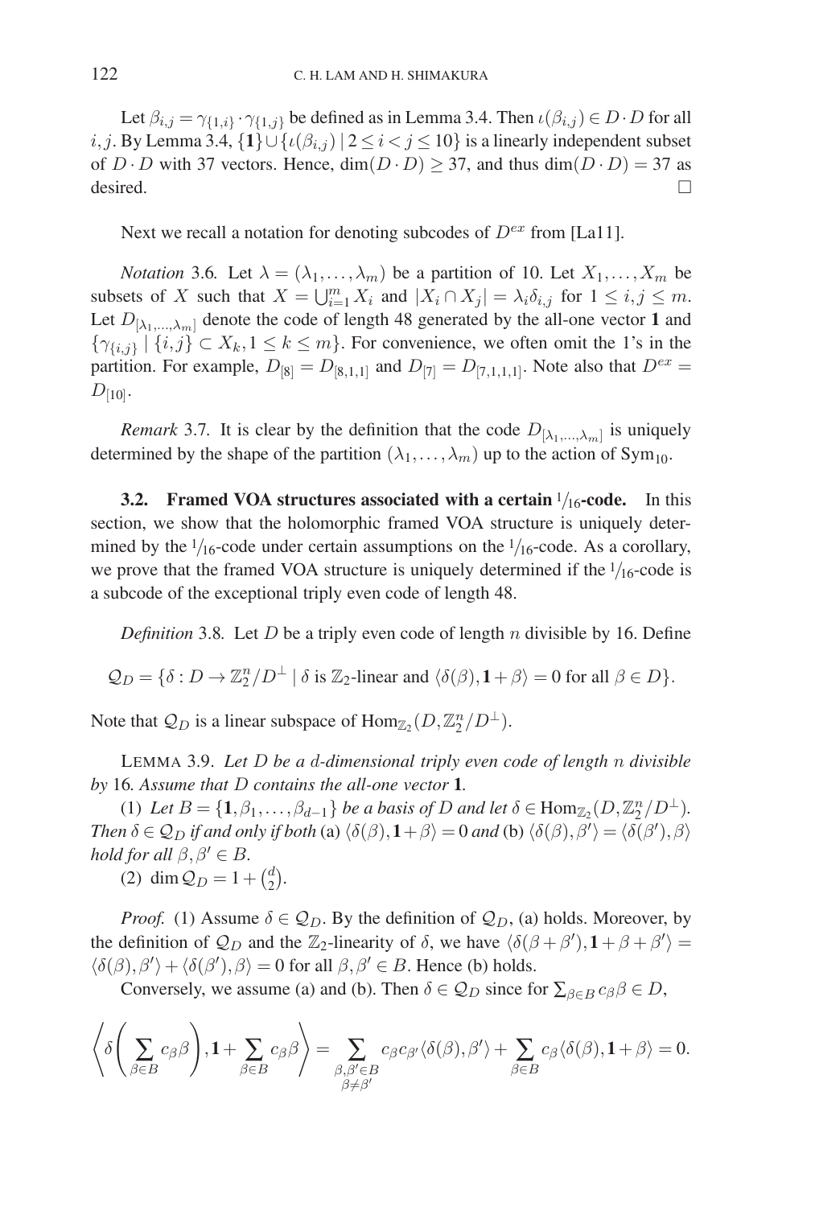Let $\beta_{i,j} = \gamma_{\{1,i\}} \cdot \gamma_{\{1,j\}}$ be defined as in Lemma 3.4. Then $\iota(\beta_{i,j}) \in D \cdot D$ for all $i, j$. By Lemma 3.4, $\{\mathbf{1}\} \cup \{\iota(\beta_{i,j}) \mid 2 \le i < j \le 10\}$ is a linearly independent subset of $D \cdot D$ with 37 vectors. Hence, $\dim(D \cdot D) \ge 37$, and thus $\dim(D \cdot D) = 37$ as desired. □

Next we recall a notation for denoting subcodes of $D^{ex}$ from [La11].

*Notation* 3.6. Let $\lambda = (\lambda_1, \ldots, \lambda_m)$ be a partition of 10. Let $X_1, \ldots, X_m$ be subsets of $X$ such that $X = \bigcup_{i=1}^m X_i$ and $|X_i \cap X_j| = \lambda_i \delta_{i,j}$ for $1 \le i, j \le m$. Let $D_{[\lambda_1,\ldots,\lambda_m]}$ denote the code of length 48 generated by the all-one vector $\mathbf{1}$ and $\{\gamma_{\{i,j\}} \mid \{i,j\} \subset X_k, 1 \le k \le m\}$. For convenience, we often omit the 1's in the partition. For example, $D_{[8]} = D_{[8,1,1]}$ and $D_{[7]} = D_{[7,1,1,1]}$. Note also that $D^{ex} = D_{[10]}$.

*Remark* 3.7. It is clear by the definition that the code $D_{[\lambda_1,\ldots,\lambda_m]}$ is uniquely determined by the shape of the partition $(\lambda_1, \ldots, \lambda_m)$ up to the action of $\mathrm{Sym}_{10}$.

### 3.2. Framed VOA structures associated with a certain $1/16$-code.

In this section, we show that the holomorphic framed VOA structure is uniquely determined by the $1/16$-code under certain assumptions on the $1/16$-code. As a corollary, we prove that the framed VOA structure is uniquely determined if the $1/16$-code is a subcode of the exceptional triply even code of length 48.

*Definition* 3.8. Let $D$ be a triply even code of length $n$ divisible by 16. Define

$$\mathcal{Q}_D = \{\delta : D \to \mathbb{Z}_2^n/D^\perp \mid \delta \text{ is } \mathbb{Z}_2\text{-linear and } \langle \delta(\beta), \mathbf{1} + \beta \rangle = 0 \text{ for all } \beta \in D\}.$$

Note that $\mathcal{Q}_D$ is a linear subspace of $\mathrm{Hom}_{\mathbb{Z}_2}(D, \mathbb{Z}_2^n/D^\perp)$.

LEMMA 3.9. *Let $D$ be a $d$-dimensional triply even code of length $n$ divisible by* 16*. Assume that $D$ contains the all-one vector* $\mathbf{1}$*.*

(1) *Let $B = \{\mathbf{1}, \beta_1, \ldots, \beta_{d-1}\}$ be a basis of $D$ and let $\delta \in \mathrm{Hom}_{\mathbb{Z}_2}(D, \mathbb{Z}_2^n/D^\perp)$. Then $\delta \in \mathcal{Q}_D$ if and only if both* (a) $\langle \delta(\beta), \mathbf{1} + \beta \rangle = 0$ *and* (b) $\langle \delta(\beta), \beta' \rangle = \langle \delta(\beta'), \beta \rangle$ *hold for all $\beta, \beta' \in B$.*

(2) $\dim \mathcal{Q}_D = 1 + \binom{d}{2}$.

*Proof.* (1) Assume $\delta \in \mathcal{Q}_D$. By the definition of $\mathcal{Q}_D$, (a) holds. Moreover, by the definition of $\mathcal{Q}_D$ and the $\mathbb{Z}_2$-linearity of $\delta$, we have $\langle \delta(\beta + \beta'), \mathbf{1} + \beta + \beta' \rangle = \langle \delta(\beta), \beta' \rangle + \langle \delta(\beta'), \beta \rangle = 0$ for all $\beta, \beta' \in B$. Hence (b) holds.

Conversely, we assume (a) and (b). Then $\delta \in \mathcal{Q}_D$ since for $\sum_{\beta \in B} c_\beta \beta \in D$,

$$\left\langle \delta\left(\sum_{\beta \in B} c_\beta \beta\right), \mathbf{1} + \sum_{\beta \in B} c_\beta \beta \right\rangle = \sum_{\substack{\beta, \beta' \in B \\ \beta \ne \beta'}} c_\beta c_{\beta'} \langle \delta(\beta), \beta' \rangle + \sum_{\beta \in B} c_\beta \langle \delta(\beta), \mathbf{1} + \beta \rangle = 0.$$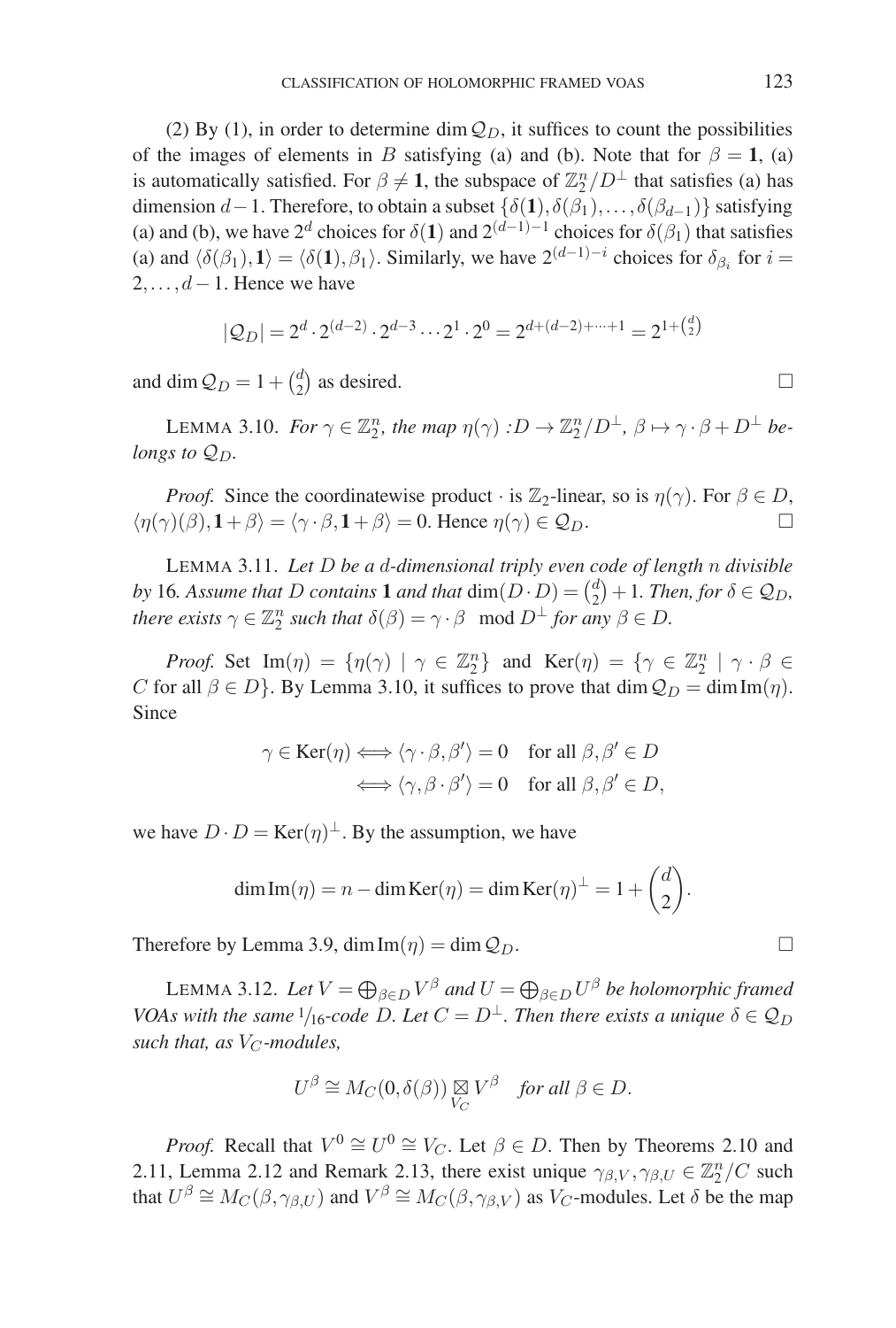(2) By (1), in order to determine $\dim \mathcal{Q}_D$, it suffices to count the possibilities of the images of elements in $B$ satisfying (a) and (b). Note that for $\beta = \mathbf{1}$, (a) is automatically satisfied. For $\beta \neq \mathbf{1}$, the subspace of $\mathbb{Z}_2^n/D^\perp$ that satisfies (a) has dimension $d-1$. Therefore, to obtain a subset $\{\delta(\mathbf{1}), \delta(\beta_1), \dots, \delta(\beta_{d-1})\}$ satisfying (a) and (b), we have $2^d$ choices for $\delta(\mathbf{1})$ and $2^{(d-1)-1}$ choices for $\delta(\beta_1)$ that satisfies (a) and $\langle \delta(\beta_1), \mathbf{1}\rangle = \langle \delta(\mathbf{1}), \beta_1\rangle$. Similarly, we have $2^{(d-1)-i}$ choices for $\delta_{\beta_i}$ for $i = 2, \dots, d-1$. Hence we have

$$|\mathcal{Q}_D| = 2^d \cdot 2^{(d-2)} \cdot 2^{d-3} \cdots 2^1 \cdot 2^0 = 2^{d+(d-2)+\cdots+1} = 2^{1+\binom{d}{2}}$$

and $\dim \mathcal{Q}_D = 1 + \binom{d}{2}$ as desired. □

LEMMA 3.10. *For $\gamma \in \mathbb{Z}_2^n$, the map $\eta(\gamma) : D \to \mathbb{Z}_2^n/D^\perp$, $\beta \mapsto \gamma \cdot \beta + D^\perp$ belongs to $\mathcal{Q}_D$.*

*Proof.* Since the coordinatewise product $\cdot$ is $\mathbb{Z}_2$-linear, so is $\eta(\gamma)$. For $\beta \in D$, $\langle \eta(\gamma)(\beta), \mathbf{1} + \beta\rangle = \langle \gamma \cdot \beta, \mathbf{1} + \beta\rangle = 0$. Hence $\eta(\gamma) \in \mathcal{Q}_D$. □

LEMMA 3.11. *Let $D$ be a $d$-dimensional triply even code of length $n$ divisible by 16. Assume that $D$ contains $\mathbf{1}$ and that $\dim(D \cdot D) = \binom{d}{2} + 1$. Then, for $\delta \in \mathcal{Q}_D$, there exists $\gamma \in \mathbb{Z}_2^n$ such that $\delta(\beta) = \gamma \cdot \beta \mod D^\perp$ for any $\beta \in D$.*

*Proof.* Set $\mathrm{Im}(\eta) = \{\eta(\gamma) \mid \gamma \in \mathbb{Z}_2^n\}$ and $\mathrm{Ker}(\eta) = \{\gamma \in \mathbb{Z}_2^n \mid \gamma \cdot \beta \in C \text{ for all } \beta \in D\}$. By Lemma 3.10, it suffices to prove that $\dim \mathcal{Q}_D = \dim \mathrm{Im}(\eta)$. Since

$$\begin{aligned}
\gamma \in \mathrm{Ker}(\eta) &\iff \langle \gamma \cdot \beta, \beta'\rangle = 0 \quad \text{for all } \beta, \beta' \in D \\
&\iff \langle \gamma, \beta \cdot \beta'\rangle = 0 \quad \text{for all } \beta, \beta' \in D,
\end{aligned}$$

we have $D \cdot D = \mathrm{Ker}(\eta)^\perp$. By the assumption, we have

$$\dim \mathrm{Im}(\eta) = n - \dim \mathrm{Ker}(\eta) = \dim \mathrm{Ker}(\eta)^\perp = 1 + \binom{d}{2}.$$

Therefore by Lemma 3.9, $\dim \mathrm{Im}(\eta) = \dim \mathcal{Q}_D$. □

LEMMA 3.12. *Let $V = \bigoplus_{\beta \in D} V^\beta$ and $U = \bigoplus_{\beta \in D} U^\beta$ be holomorphic framed VOAs with the same $1/16$-code $D$. Let $C = D^\perp$. Then there exists a unique $\delta \in \mathcal{Q}_D$ such that, as $V_C$-modules,*

$$U^\beta \cong M_C(0, \delta(\beta)) \boxtimes_{V_C} V^\beta \quad \text{for all } \beta \in D.$$

*Proof.* Recall that $V^0 \cong U^0 \cong V_C$. Let $\beta \in D$. Then by Theorems 2.10 and 2.11, Lemma 2.12 and Remark 2.13, there exist unique $\gamma_{\beta,V}, \gamma_{\beta,U} \in \mathbb{Z}_2^n/C$ such that $U^\beta \cong M_C(\beta, \gamma_{\beta,U})$ and $V^\beta \cong M_C(\beta, \gamma_{\beta,V})$ as $V_C$-modules. Let $\delta$ be the map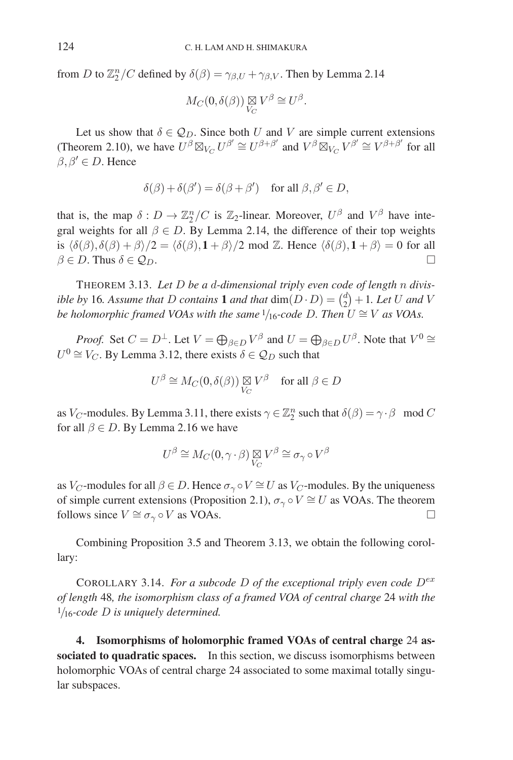from $D$ to $\mathbb{Z}_2^n/C$ defined by $\delta(\beta) = \gamma_{\beta,U} + \gamma_{\beta,V}$. Then by Lemma 2.14

$$M_C(0,\delta(\beta)) \boxtimes_{V_C} V^\beta \cong U^\beta.$$

Let us show that $\delta \in \mathcal{Q}_D$. Since both $U$ and $V$ are simple current extensions (Theorem 2.10), we have $U^\beta \boxtimes_{V_C} U^{\beta'} \cong U^{\beta+\beta'}$ and $V^\beta \boxtimes_{V_C} V^{\beta'} \cong V^{\beta+\beta'}$ for all $\beta, \beta' \in D$. Hence

$$\delta(\beta) + \delta(\beta') = \delta(\beta + \beta') \quad \text{for all } \beta, \beta' \in D,$$

that is, the map $\delta : D \to \mathbb{Z}_2^n/C$ is $\mathbb{Z}_2$-linear. Moreover, $U^\beta$ and $V^\beta$ have integral weights for all $\beta \in D$. By Lemma 2.14, the difference of their top weights is $\langle \delta(\beta), \delta(\beta) + \beta \rangle/2 = \langle \delta(\beta), \mathbf{1} + \beta \rangle/2 \mod \mathbb{Z}$. Hence $\langle \delta(\beta), \mathbf{1} + \beta \rangle = 0$ for all $\beta \in D$. Thus $\delta \in \mathcal{Q}_D$. □

THEOREM 3.13. *Let $D$ be a $d$-dimensional triply even code of length $n$ divisible by 16. Assume that $D$ contains $\mathbf{1}$ and that $\dim(D \cdot D) = \binom{d}{2} + 1$. Let $U$ and $V$ be holomorphic framed VOAs with the same $1/16$-code $D$. Then $U \cong V$ as VOAs.*

*Proof.* Set $C = D^\perp$. Let $V = \bigoplus_{\beta \in D} V^\beta$ and $U = \bigoplus_{\beta \in D} U^\beta$. Note that $V^0 \cong U^0 \cong V_C$. By Lemma 3.12, there exists $\delta \in \mathcal{Q}_D$ such that

$$U^\beta \cong M_C(0,\delta(\beta)) \boxtimes_{V_C} V^\beta \quad \text{for all } \beta \in D$$

as $V_C$-modules. By Lemma 3.11, there exists $\gamma \in \mathbb{Z}_2^n$ such that $\delta(\beta) = \gamma \cdot \beta \mod C$ for all $\beta \in D$. By Lemma 2.16 we have

$$U^\beta \cong M_C(0,\gamma \cdot \beta) \boxtimes_{V_C} V^\beta \cong \sigma_\gamma \circ V^\beta$$

as $V_C$-modules for all $\beta \in D$. Hence $\sigma_\gamma \circ V \cong U$ as $V_C$-modules. By the uniqueness of simple current extensions (Proposition 2.1), $\sigma_\gamma \circ V \cong U$ as VOAs. The theorem follows since $V \cong \sigma_\gamma \circ V$ as VOAs. □

Combining Proposition 3.5 and Theorem 3.13, we obtain the following corollary:

COROLLARY 3.14. *For a subcode $D$ of the exceptional triply even code $D^{ex}$ of length 48, the isomorphism class of a framed VOA of central charge 24 with the $1/16$-code $D$ is uniquely determined.*

## 4. Isomorphisms of holomorphic framed VOAs of central charge 24 associated to quadratic spaces.

In this section, we discuss isomorphisms between holomorphic VOAs of central charge 24 associated to some maximal totally singular subspaces.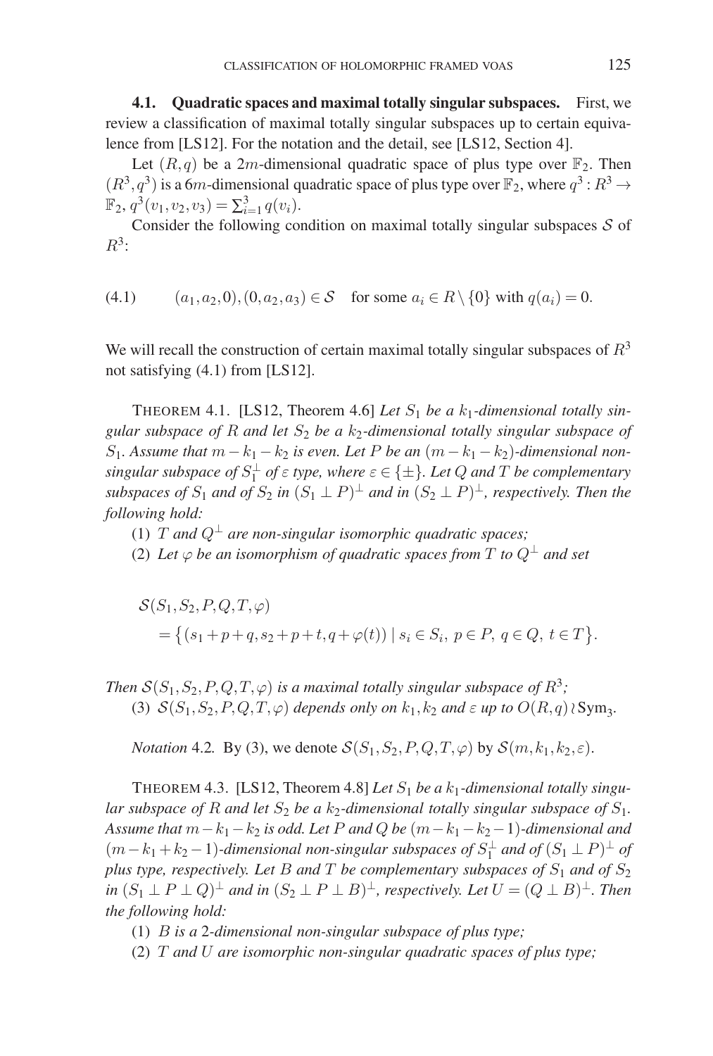**4.1. Quadratic spaces and maximal totally singular subspaces.** First, we review a classification of maximal totally singular subspaces up to certain equivalence from [LS12]. For the notation and the detail, see [LS12, Section 4].

Let $(R,q)$ be a $2m$-dimensional quadratic space of plus type over $\mathbb{F}_2$. Then $(R^3,q^3)$ is a $6m$-dimensional quadratic space of plus type over $\mathbb{F}_2$, where $q^3: R^3 \to \mathbb{F}_2$, $q^3(v_1,v_2,v_3) = \sum_{i=1}^{3} q(v_i)$.

Consider the following condition on maximal totally singular subspaces $\mathcal{S}$ of $R^3$:

$$(4.1) \qquad (a_1,a_2,0),(0,a_2,a_3) \in \mathcal{S} \quad \text{for some } a_i \in R\setminus\{0\} \text{ with } q(a_i)=0.$$

We will recall the construction of certain maximal totally singular subspaces of $R^3$ not satisfying (4.1) from [LS12].

THEOREM 4.1. [LS12, Theorem 4.6] *Let $S_1$ be a $k_1$-dimensional totally singular subspace of $R$ and let $S_2$ be a $k_2$-dimensional totally singular subspace of $S_1$. Assume that $m-k_1-k_2$ is even. Let $P$ be an $(m-k_1-k_2)$-dimensional non-singular subspace of $S_1^\perp$ of $\varepsilon$ type, where $\varepsilon \in \{\pm\}$. Let $Q$ and $T$ be complementary subspaces of $S_1$ and of $S_2$ in $(S_1 \perp P)^\perp$ and in $(S_2 \perp P)^\perp$, respectively. Then the following hold:*

(1) *$T$ and $Q^\perp$ are non-singular isomorphic quadratic spaces;*

(2) *Let $\varphi$ be an isomorphism of quadratic spaces from $T$ to $Q^\perp$ and set*

$$\begin{aligned}
&\mathcal{S}(S_1,S_2,P,Q,T,\varphi)\\
&\quad = \left\{(s_1+p+q, s_2+p+t, q+\varphi(t)) \mid s_i \in S_i,\ p\in P,\ q\in Q,\ t\in T\right\}.
\end{aligned}$$

*Then $\mathcal{S}(S_1,S_2,P,Q,T,\varphi)$ is a maximal totally singular subspace of $R^3$;*

(3) *$\mathcal{S}(S_1,S_2,P,Q,T,\varphi)$ depends only on $k_1,k_2$ and $\varepsilon$ up to $O(R,q)\wr \mathrm{Sym}_3$.*

*Notation* 4.2. By (3), we denote $\mathcal{S}(S_1,S_2,P,Q,T,\varphi)$ by $\mathcal{S}(m,k_1,k_2,\varepsilon)$.

THEOREM 4.3. [LS12, Theorem 4.8] *Let $S_1$ be a $k_1$-dimensional totally singular subspace of $R$ and let $S_2$ be a $k_2$-dimensional totally singular subspace of $S_1$. Assume that $m-k_1-k_2$ is odd. Let $P$ and $Q$ be $(m-k_1-k_2-1)$-dimensional and $(m-k_1+k_2-1)$-dimensional non-singular subspaces of $S_1^\perp$ and of $(S_1 \perp P)^\perp$ of plus type, respectively. Let $B$ and $T$ be complementary subspaces of $S_1$ and of $S_2$ in $(S_1 \perp P \perp Q)^\perp$ and in $(S_2 \perp P \perp B)^\perp$, respectively. Let $U=(Q\perp B)^\perp$. Then the following hold:*

(1) *$B$ is a $2$-dimensional non-singular subspace of plus type;*

(2) *$T$ and $U$ are isomorphic non-singular quadratic spaces of plus type;*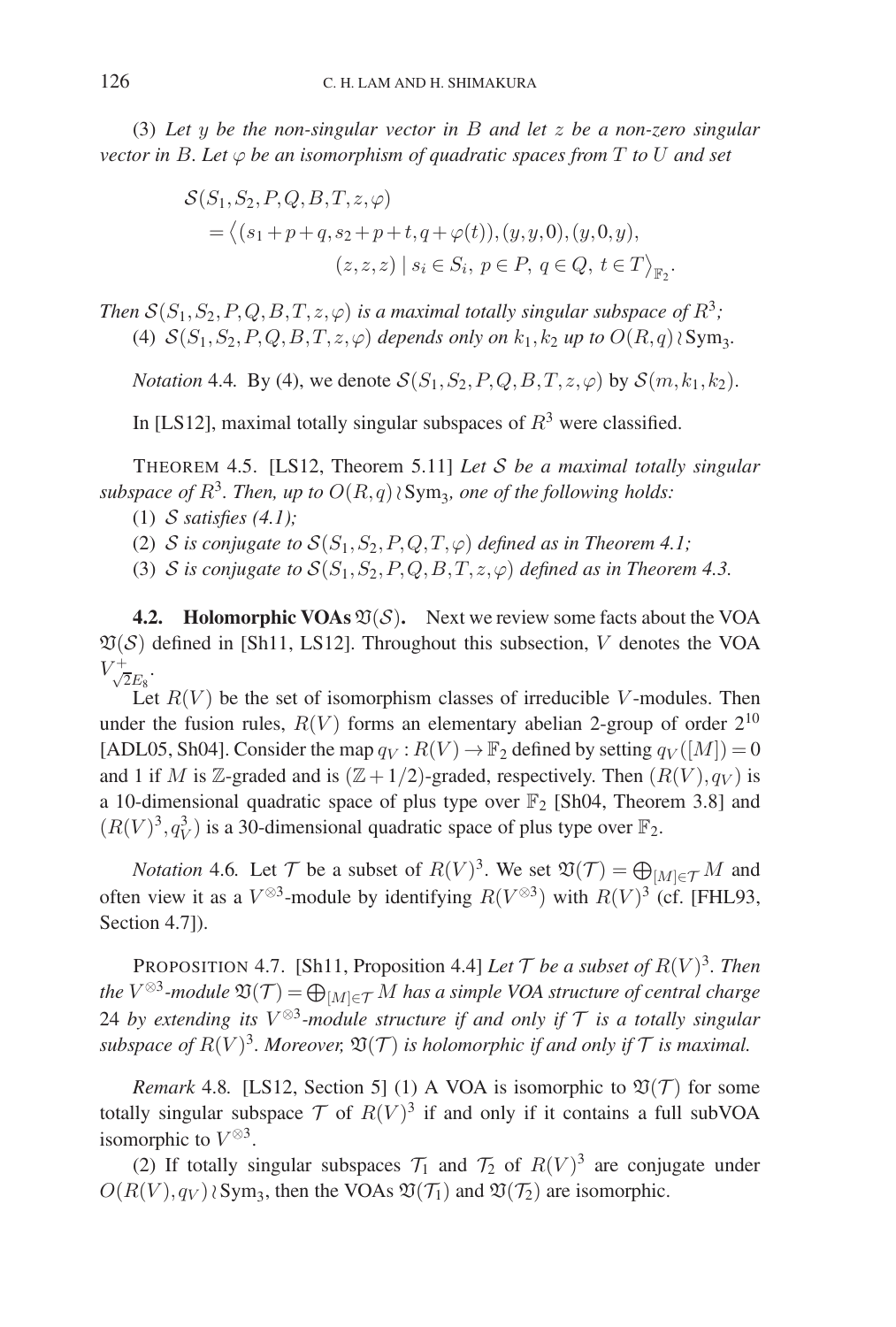(3) *Let $y$ be the non-singular vector in $B$ and let $z$ be a non-zero singular vector in $B$. Let $\varphi$ be an isomorphism of quadratic spaces from $T$ to $U$ and set*

$$\begin{aligned}
&\mathcal{S}(S_1,S_2,P,Q,B,T,z,\varphi)\\
&\quad=\big\langle (s_1+p+q, s_2+p+t, q+\varphi(t)), (y,y,0), (y,0,y),\\
&\qquad\qquad (z,z,z) \mid s_i\in S_i,\ p\in P,\ q\in Q,\ t\in T\big\rangle_{\mathbb{F}_2}.
\end{aligned}$$

*Then $\mathcal{S}(S_1,S_2,P,Q,B,T,z,\varphi)$ is a maximal totally singular subspace of $R^3$;*

(4) *$\mathcal{S}(S_1,S_2,P,Q,B,T,z,\varphi)$ depends only on $k_1,k_2$ up to $O(R,q)\wr \mathrm{Sym}_3$.*

*Notation* 4.4. By (4), we denote $\mathcal{S}(S_1,S_2,P,Q,B,T,z,\varphi)$ by $\mathcal{S}(m,k_1,k_2)$.

In [LS12], maximal totally singular subspaces of $R^3$ were classified.

THEOREM 4.5. [LS12, Theorem 5.11] *Let $\mathcal{S}$ be a maximal totally singular subspace of $R^3$. Then, up to $O(R,q)\wr\mathrm{Sym}_3$, one of the following holds:*

(1) *$\mathcal{S}$ satisfies (4.1);*

(2) *$\mathcal{S}$ is conjugate to $\mathcal{S}(S_1,S_2,P,Q,T,\varphi)$ defined as in Theorem 4.1;*

(3) *$\mathcal{S}$ is conjugate to $\mathcal{S}(S_1,S_2,P,Q,B,T,z,\varphi)$ defined as in Theorem 4.3.*

**4.2. Holomorphic VOAs $\mathfrak{V}(\mathcal{S})$.** Next we review some facts about the VOA $\mathfrak{V}(\mathcal{S})$ defined in [Sh11, LS12]. Throughout this subsection, $V$ denotes the VOA $V^+_{\sqrt{2}E_8}$.

Let $R(V)$ be the set of isomorphism classes of irreducible $V$-modules. Then under the fusion rules, $R(V)$ forms an elementary abelian 2-group of order $2^{10}$ [ADL05, Sh04]. Consider the map $q_V : R(V)\to\mathbb{F}_2$ defined by setting $q_V([M])=0$ and 1 if $M$ is $\mathbb{Z}$-graded and is $(\mathbb{Z}+1/2)$-graded, respectively. Then $(R(V),q_V)$ is a 10-dimensional quadratic space of plus type over $\mathbb{F}_2$ [Sh04, Theorem 3.8] and $(R(V)^3,q_V^3)$ is a 30-dimensional quadratic space of plus type over $\mathbb{F}_2$.

*Notation* 4.6. Let $\mathcal{T}$ be a subset of $R(V)^3$. We set $\mathfrak{V}(\mathcal{T})=\bigoplus_{[M]\in\mathcal{T}} M$ and often view it as a $V^{\otimes 3}$-module by identifying $R(V^{\otimes 3})$ with $R(V)^3$ (cf. [FHL93, Section 4.7]).

PROPOSITION 4.7. [Sh11, Proposition 4.4] *Let $\mathcal{T}$ be a subset of $R(V)^3$. Then the $V^{\otimes 3}$-module $\mathfrak{V}(\mathcal{T})=\bigoplus_{[M]\in\mathcal{T}} M$ has a simple VOA structure of central charge 24 by extending its $V^{\otimes 3}$-module structure if and only if $\mathcal{T}$ is a totally singular subspace of $R(V)^3$. Moreover, $\mathfrak{V}(\mathcal{T})$ is holomorphic if and only if $\mathcal{T}$ is maximal.*

*Remark* 4.8. [LS12, Section 5] (1) A VOA is isomorphic to $\mathfrak{V}(\mathcal{T})$ for some totally singular subspace $\mathcal{T}$ of $R(V)^3$ if and only if it contains a full subVOA isomorphic to $V^{\otimes 3}$.

(2) If totally singular subspaces $\mathcal{T}_1$ and $\mathcal{T}_2$ of $R(V)^3$ are conjugate under $O(R(V),q_V)\wr\mathrm{Sym}_3$, then the VOAs $\mathfrak{V}(\mathcal{T}_1)$ and $\mathfrak{V}(\mathcal{T}_2)$ are isomorphic.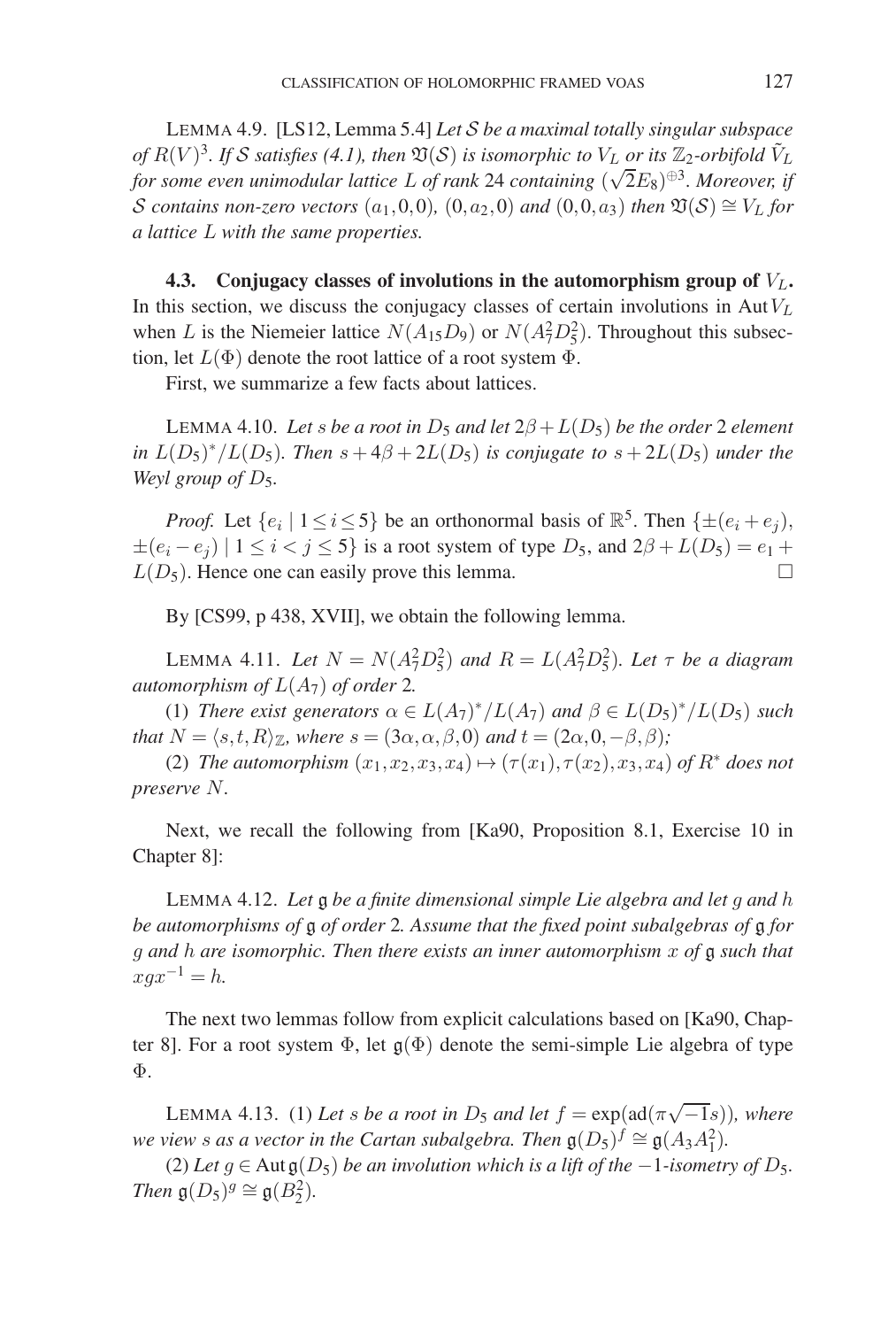LEMMA 4.9. [LS12, Lemma 5.4] *Let $\mathcal{S}$ be a maximal totally singular subspace of $R(V)^3$. If $\mathcal{S}$ satisfies (4.1), then $\mathfrak{V}(\mathcal{S})$ is isomorphic to $V_L$ or its $\mathbb{Z}_2$-orbifold $\tilde{V}_L$ for some even unimodular lattice $L$ of rank 24 containing $(\sqrt{2}E_8)^{\oplus 3}$. Moreover, if $\mathcal{S}$ contains non-zero vectors $(a_1,0,0)$, $(0,a_2,0)$ and $(0,0,a_3)$ then $\mathfrak{V}(\mathcal{S}) \cong V_L$ for a lattice $L$ with the same properties.*

### 4.3. Conjugacy classes of involutions in the automorphism group of $V_L$.

In this section, we discuss the conjugacy classes of certain involutions in $\mathrm{Aut}\, V_L$ when $L$ is the Niemeier lattice $N(A_{15}D_9)$ or $N(A_7^2D_5^2)$. Throughout this subsection, let $L(\Phi)$ denote the root lattice of a root system $\Phi$.

First, we summarize a few facts about lattices.

LEMMA 4.10. *Let $s$ be a root in $D_5$ and let $2\beta + L(D_5)$ be the order 2 element in $L(D_5)^*/L(D_5)$. Then $s + 4\beta + 2L(D_5)$ is conjugate to $s + 2L(D_5)$ under the Weyl group of $D_5$.*

*Proof.* Let $\{e_i \mid 1 \le i \le 5\}$ be an orthonormal basis of $\mathbb{R}^5$. Then $\{\pm(e_i + e_j), \pm(e_i - e_j) \mid 1 \le i < j \le 5\}$ is a root system of type $D_5$, and $2\beta + L(D_5) = e_1 + L(D_5)$. Hence one can easily prove this lemma. $\square$

By [CS99, p 438, XVII], we obtain the following lemma.

LEMMA 4.11. *Let $N = N(A_7^2D_5^2)$ and $R = L(A_7^2D_5^2)$. Let $\tau$ be a diagram automorphism of $L(A_7)$ of order 2.*

(1) *There exist generators $\alpha \in L(A_7)^*/L(A_7)$ and $\beta \in L(D_5)^*/L(D_5)$ such that $N = \langle s, t, R\rangle_{\mathbb{Z}}$, where $s = (3\alpha, \alpha, \beta, 0)$ and $t = (2\alpha, 0, -\beta, \beta)$;*

(2) *The automorphism $(x_1,x_2,x_3,x_4) \mapsto (\tau(x_1), \tau(x_2), x_3, x_4)$ of $R^*$ does not preserve $N$.*

Next, we recall the following from [Ka90, Proposition 8.1, Exercise 10 in Chapter 8]:

LEMMA 4.12. *Let $\mathfrak{g}$ be a finite dimensional simple Lie algebra and let $g$ and $h$ be automorphisms of $\mathfrak{g}$ of order 2. Assume that the fixed point subalgebras of $\mathfrak{g}$ for $g$ and $h$ are isomorphic. Then there exists an inner automorphism $x$ of $\mathfrak{g}$ such that $xgx^{-1} = h$.*

The next two lemmas follow from explicit calculations based on [Ka90, Chapter 8]. For a root system $\Phi$, let $\mathfrak{g}(\Phi)$ denote the semi-simple Lie algebra of type $\Phi$.

LEMMA 4.13. (1) *Let $s$ be a root in $D_5$ and let $f = \exp(\mathrm{ad}(\pi\sqrt{-1}s))$, where we view $s$ as a vector in the Cartan subalgebra. Then $\mathfrak{g}(D_5)^f \cong \mathfrak{g}(A_3A_1^2)$.*

(2) *Let $g \in \mathrm{Aut}\,\mathfrak{g}(D_5)$ be an involution which is a lift of the $-1$-isometry of $D_5$. Then $\mathfrak{g}(D_5)^g \cong \mathfrak{g}(B_2^2)$.*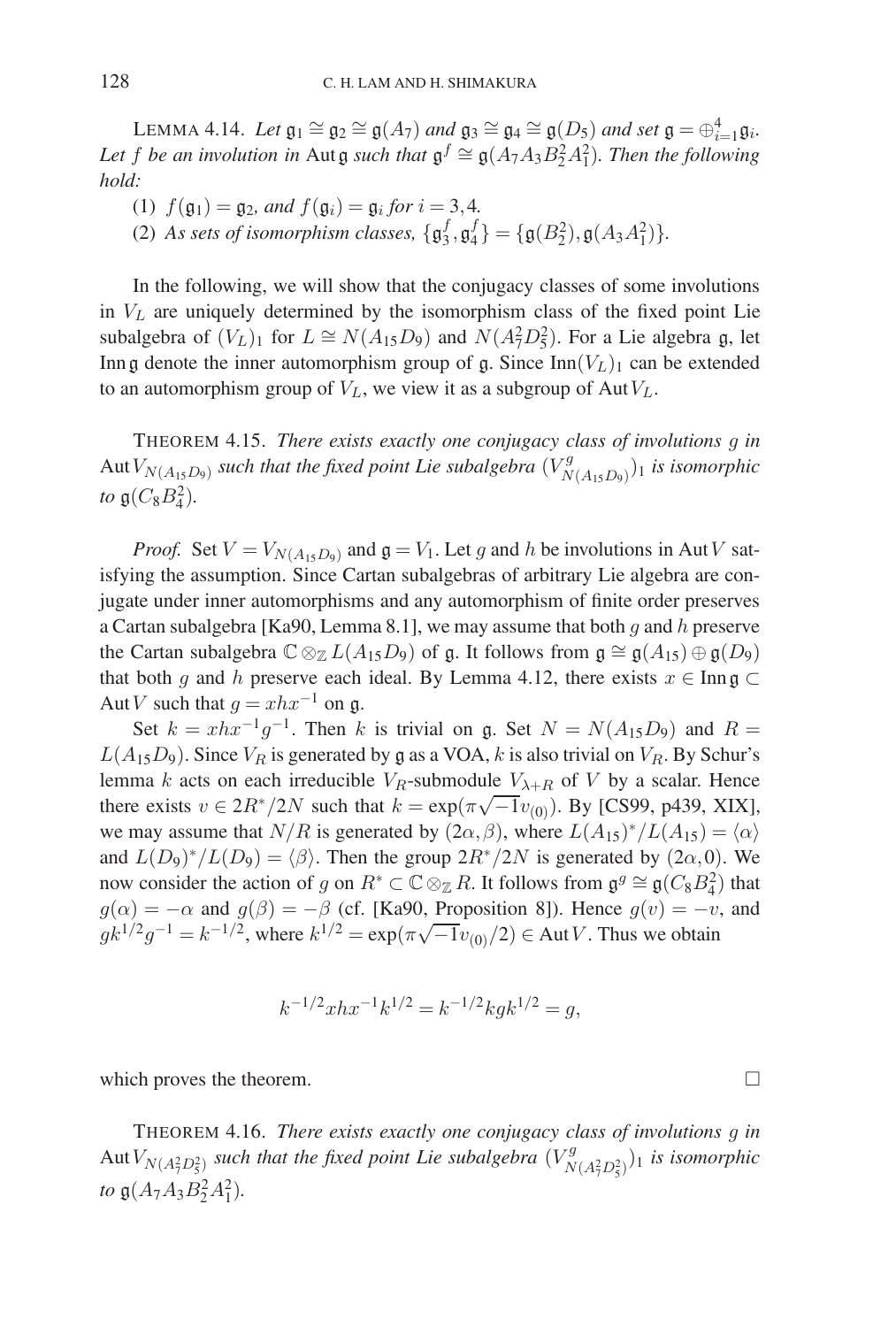LEMMA 4.14. *Let $\mathfrak{g}_1 \cong \mathfrak{g}_2 \cong \mathfrak{g}(A_7)$ and $\mathfrak{g}_3 \cong \mathfrak{g}_4 \cong \mathfrak{g}(D_5)$ and set $\mathfrak{g} = \oplus_{i=1}^4 \mathfrak{g}_i$. Let $f$ be an involution in $\operatorname{Aut}\mathfrak{g}$ such that $\mathfrak{g}^f \cong \mathfrak{g}(A_7A_3B_2^2A_1^2)$. Then the following hold:*

(1) *$f(\mathfrak{g}_1) = \mathfrak{g}_2$, and $f(\mathfrak{g}_i) = \mathfrak{g}_i$ for $i = 3, 4$.*
(2) *As sets of isomorphism classes, $\{\mathfrak{g}_3^f, \mathfrak{g}_4^f\} = \{\mathfrak{g}(B_2^2), \mathfrak{g}(A_3A_1^2)\}$.*

In the following, we will show that the conjugacy classes of some involutions in $V_L$ are uniquely determined by the isomorphism class of the fixed point Lie subalgebra of $(V_L)_1$ for $L \cong N(A_{15}D_9)$ and $N(A_7^2D_5^2)$. For a Lie algebra $\mathfrak{g}$, let $\operatorname{Inn}\mathfrak{g}$ denote the inner automorphism group of $\mathfrak{g}$. Since $\operatorname{Inn}(V_L)_1$ can be extended to an automorphism group of $V_L$, we view it as a subgroup of $\operatorname{Aut}V_L$.

THEOREM 4.15. *There exists exactly one conjugacy class of involutions $g$ in $\operatorname{Aut}V_{N(A_{15}D_9)}$ such that the fixed point Lie subalgebra $(V_{N(A_{15}D_9)}^g)_1$ is isomorphic to $\mathfrak{g}(C_8B_4^2)$.*

*Proof.* Set $V = V_{N(A_{15}D_9)}$ and $\mathfrak{g} = V_1$. Let $g$ and $h$ be involutions in $\operatorname{Aut}V$ satisfying the assumption. Since Cartan subalgebras of arbitrary Lie algebra are conjugate under inner automorphisms and any automorphism of finite order preserves a Cartan subalgebra [Ka90, Lemma 8.1], we may assume that both $g$ and $h$ preserve the Cartan subalgebra $\mathbb{C} \otimes_{\mathbb{Z}} L(A_{15}D_9)$ of $\mathfrak{g}$. It follows from $\mathfrak{g} \cong \mathfrak{g}(A_{15}) \oplus \mathfrak{g}(D_9)$ that both $g$ and $h$ preserve each ideal. By Lemma 4.12, there exists $x \in \operatorname{Inn}\mathfrak{g} \subset \operatorname{Aut}V$ such that $g = xhx^{-1}$ on $\mathfrak{g}$.

Set $k = xhx^{-1}g^{-1}$. Then $k$ is trivial on $\mathfrak{g}$. Set $N = N(A_{15}D_9)$ and $R = L(A_{15}D_9)$. Since $V_R$ is generated by $\mathfrak{g}$ as a VOA, $k$ is also trivial on $V_R$. By Schur's lemma $k$ acts on each irreducible $V_R$-submodule $V_{\lambda+R}$ of $V$ by a scalar. Hence there exists $v \in 2R^*/2N$ such that $k = \exp(\pi\sqrt{-1}v_{(0)})$. By [CS99, p439, XIX], we may assume that $N/R$ is generated by $(2\alpha, \beta)$, where $L(A_{15})^*/L(A_{15}) = \langle\alpha\rangle$ and $L(D_9)^*/L(D_9) = \langle\beta\rangle$. Then the group $2R^*/2N$ is generated by $(2\alpha, 0)$. We now consider the action of $g$ on $R^* \subset \mathbb{C} \otimes_{\mathbb{Z}} R$. It follows from $\mathfrak{g}^g \cong \mathfrak{g}(C_8B_4^2)$ that $g(\alpha) = -\alpha$ and $g(\beta) = -\beta$ (cf. [Ka90, Proposition 8]). Hence $g(v) = -v$, and $gk^{1/2}g^{-1} = k^{-1/2}$, where $k^{1/2} = \exp(\pi\sqrt{-1}v_{(0)}/2) \in \operatorname{Aut}V$. Thus we obtain

$$k^{-1/2}xhx^{-1}k^{1/2} = k^{-1/2}kgk^{1/2} = g,$$

which proves the theorem. □

THEOREM 4.16. *There exists exactly one conjugacy class of involutions $g$ in $\operatorname{Aut}V_{N(A_7^2D_5^2)}$ such that the fixed point Lie subalgebra $(V_{N(A_7^2D_5^2)}^g)_1$ is isomorphic to $\mathfrak{g}(A_7A_3B_2^2A_1^2)$.*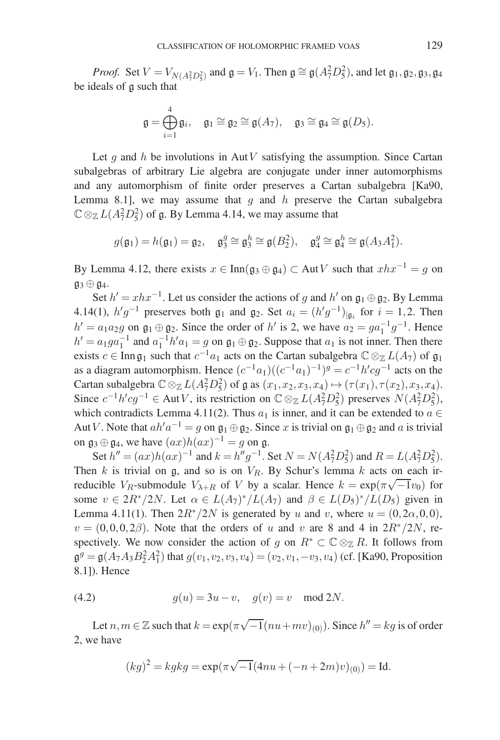*Proof.* Set $V = V_{N(A_7^2D_5^2)}$ and $\mathfrak{g} = V_1$. Then $\mathfrak{g} \cong \mathfrak{g}(A_7^2D_5^2)$, and let $\mathfrak{g}_1, \mathfrak{g}_2, \mathfrak{g}_3, \mathfrak{g}_4$ be ideals of $\mathfrak{g}$ such that

$$\mathfrak{g} = \bigoplus_{i=1}^{4} \mathfrak{g}_i, \quad \mathfrak{g}_1 \cong \mathfrak{g}_2 \cong \mathfrak{g}(A_7), \quad \mathfrak{g}_3 \cong \mathfrak{g}_4 \cong \mathfrak{g}(D_5).$$

Let $g$ and $h$ be involutions in $\mathrm{Aut}\,V$ satisfying the assumption. Since Cartan subalgebras of arbitrary Lie algebra are conjugate under inner automorphisms and any automorphism of finite order preserves a Cartan subalgebra [Ka90, Lemma 8.1], we may assume that $g$ and $h$ preserve the Cartan subalgebra $\mathbb{C} \otimes_{\mathbb{Z}} L(A_7^2D_5^2)$ of $\mathfrak{g}$. By Lemma 4.14, we may assume that

$$g(\mathfrak{g}_1) = h(\mathfrak{g}_1) = \mathfrak{g}_2, \quad \mathfrak{g}_3^g \cong \mathfrak{g}_3^h \cong \mathfrak{g}(B_2^2), \quad \mathfrak{g}_4^g \cong \mathfrak{g}_4^h \cong \mathfrak{g}(A_3A_1^2).$$

By Lemma 4.12, there exists $x \in \mathrm{Inn}(\mathfrak{g}_3 \oplus \mathfrak{g}_4) \subset \mathrm{Aut}\,V$ such that $xhx^{-1} = g$ on $\mathfrak{g}_3 \oplus \mathfrak{g}_4$.

Set $h' = xhx^{-1}$. Let us consider the actions of $g$ and $h'$ on $\mathfrak{g}_1 \oplus \mathfrak{g}_2$. By Lemma 4.14(1), $h'g^{-1}$ preserves both $\mathfrak{g}_1$ and $\mathfrak{g}_2$. Set $a_i = (h'g^{-1})_{|\mathfrak{g}_i}$ for $i = 1, 2$. Then $h' = a_1a_2g$ on $\mathfrak{g}_1 \oplus \mathfrak{g}_2$. Since the order of $h'$ is 2, we have $a_2 = ga_1^{-1}g^{-1}$. Hence $h' = a_1ga_1^{-1}$ and $a_1^{-1}h'a_1 = g$ on $\mathfrak{g}_1 \oplus \mathfrak{g}_2$. Suppose that $a_1$ is not inner. Then there exists $c \in \mathrm{Inn}\,\mathfrak{g}_1$ such that $c^{-1}a_1$ acts on the Cartan subalgebra $\mathbb{C} \otimes_{\mathbb{Z}} L(A_7)$ of $\mathfrak{g}_1$ as a diagram automorphism. Hence $(c^{-1}a_1)((c^{-1}a_1)^{-1})^g = c^{-1}h'cg^{-1}$ acts on the Cartan subalgebra $\mathbb{C} \otimes_{\mathbb{Z}} L(A_7^2D_5^2)$ of $\mathfrak{g}$ as $(x_1, x_2, x_3, x_4) \mapsto (\tau(x_1), \tau(x_2), x_3, x_4)$. Since $c^{-1}h'cg^{-1} \in \mathrm{Aut}\,V$, its restriction on $\mathbb{C} \otimes_{\mathbb{Z}} L(A_7^2D_5^2)$ preserves $N(A_7^2D_5^2)$, which contradicts Lemma 4.11(2). Thus $a_1$ is inner, and it can be extended to $a \in \mathrm{Aut}\,V$. Note that $ah'a^{-1} = g$ on $\mathfrak{g}_1 \oplus \mathfrak{g}_2$. Since $x$ is trivial on $\mathfrak{g}_1 \oplus \mathfrak{g}_2$ and $a$ is trivial on $\mathfrak{g}_3 \oplus \mathfrak{g}_4$, we have $(ax)h(ax)^{-1} = g$ on $\mathfrak{g}$.

Set $h'' = (ax)h(ax)^{-1}$ and $k = h''g^{-1}$. Set $N = N(A_7^2D_5^2)$ and $R = L(A_7^2D_5^2)$. Then $k$ is trivial on $\mathfrak{g}$, and so is on $V_R$. By Schur's lemma $k$ acts on each irreducible $V_R$-submodule $V_{\lambda+R}$ of $V$ by a scalar. Hence $k = \exp(\pi\sqrt{-1}v_0)$ for some $v \in 2R^*/2N$. Let $\alpha \in L(A_7)^*/L(A_7)$ and $\beta \in L(D_5)^*/L(D_5)$ given in Lemma 4.11(1). Then $2R^*/2N$ is generated by $u$ and $v$, where $u = (0, 2\alpha, 0, 0)$, $v = (0, 0, 0, 2\beta)$. Note that the orders of $u$ and $v$ are 8 and 4 in $2R^*/2N$, respectively. We now consider the action of $g$ on $R^* \subset \mathbb{C} \otimes_{\mathbb{Z}} R$. It follows from $\mathfrak{g}^g = \mathfrak{g}(A_7A_3B_2^2A_1^2)$ that $g(v_1, v_2, v_3, v_4) = (v_2, v_1, -v_3, v_4)$ (cf. [Ka90, Proposition 8.1]). Hence

$$g(u) = 3u - v, \quad g(v) = v \mod 2N. \tag{4.2}$$

Let $n, m \in \mathbb{Z}$ such that $k = \exp(\pi\sqrt{-1}(nu + mv)_{(0)})$. Since $h'' = kg$ is of order 2, we have

$$(kg)^2 = kgkg = \exp(\pi\sqrt{-1}(4nu + (-n + 2m)v)_{(0)}) = \mathrm{Id}.$$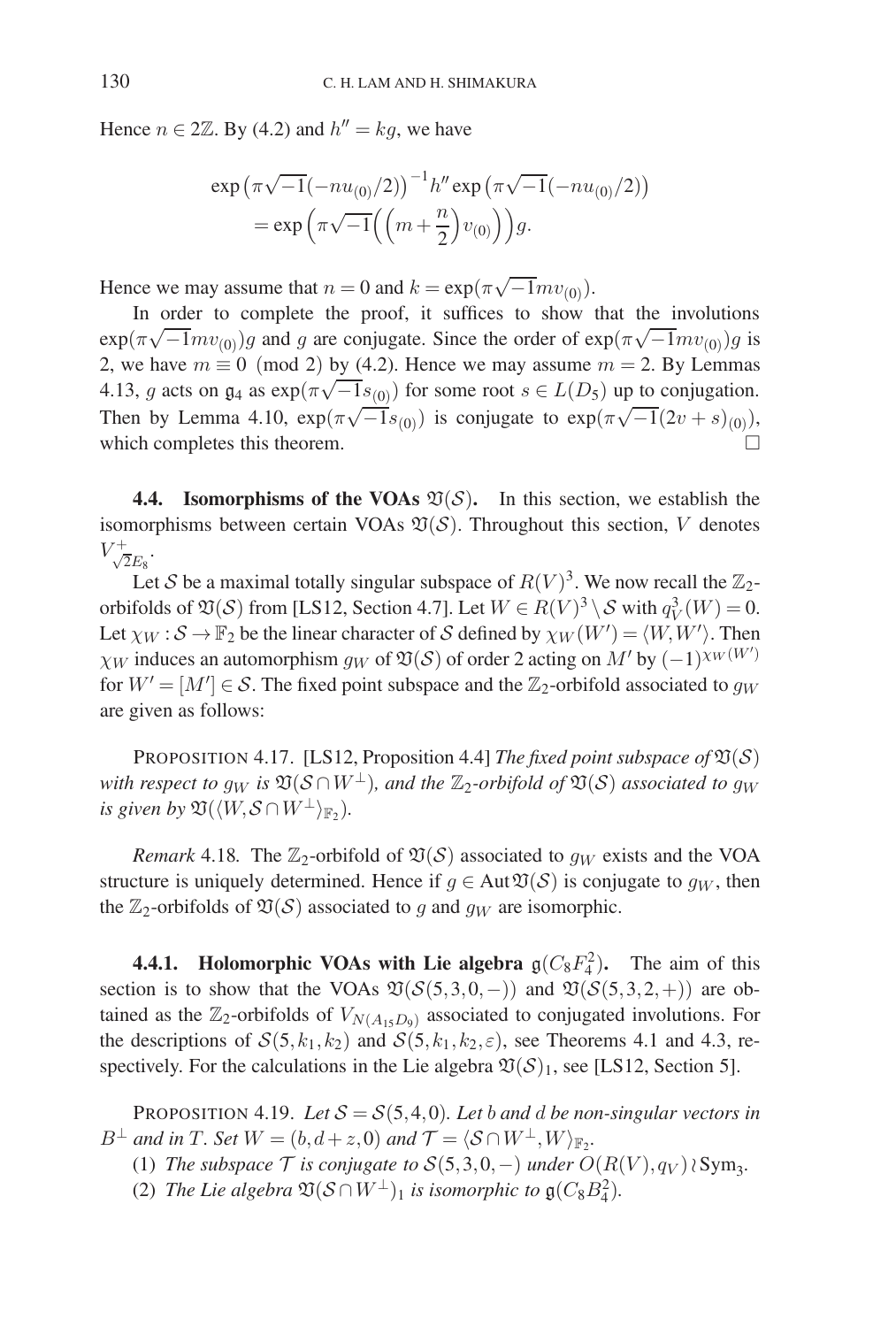Hence $n \in 2\mathbb{Z}$. By (4.2) and $h'' = kg$, we have

$$\begin{aligned}
&\exp\left(\pi\sqrt{-1}(-nu_{(0)}/2)\right)^{-1} h'' \exp\left(\pi\sqrt{-1}(-nu_{(0)}/2)\right) \\
&= \exp\left(\pi\sqrt{-1}\Big(\Big(m+\frac{n}{2}\Big)v_{(0)}\Big)\right)g.
\end{aligned}$$

Hence we may assume that $n = 0$ and $k = \exp(\pi\sqrt{-1}mv_{(0)})$.

In order to complete the proof, it suffices to show that the involutions $\exp(\pi\sqrt{-1}mv_{(0)})g$ and $g$ are conjugate. Since the order of $\exp(\pi\sqrt{-1}mv_{(0)})g$ is 2, we have $m \equiv 0 \pmod 2$ by (4.2). Hence we may assume $m = 2$. By Lemmas 4.13, $g$ acts on $\mathfrak{g}_4$ as $\exp(\pi\sqrt{-1}s_{(0)})$ for some root $s \in L(D_5)$ up to conjugation. Then by Lemma 4.10, $\exp(\pi\sqrt{-1}s_{(0)})$ is conjugate to $\exp(\pi\sqrt{-1}(2v+s)_{(0)})$, which completes this theorem. $\square$

### 4.4. Isomorphisms of the VOAs $\mathfrak{V}(\mathcal{S})$.

In this section, we establish the isomorphisms between certain VOAs $\mathfrak{V}(\mathcal{S})$. Throughout this section, $V$ denotes $V_{\sqrt{2}E_8}^+$.

Let $\mathcal{S}$ be a maximal totally singular subspace of $R(V)^3$. We now recall the $\mathbb{Z}_2$-orbifolds of $\mathfrak{V}(\mathcal{S})$ from [LS12, Section 4.7]. Let $W \in R(V)^3 \setminus \mathcal{S}$ with $q_V^3(W) = 0$. Let $\chi_W : \mathcal{S} \to \mathbb{F}_2$ be the linear character of $\mathcal{S}$ defined by $\chi_W(W') = \langle W, W'\rangle$. Then $\chi_W$ induces an automorphism $g_W$ of $\mathfrak{V}(\mathcal{S})$ of order 2 acting on $M'$ by $(-1)^{\chi_W(W')}$ for $W' = [M'] \in \mathcal{S}$. The fixed point subspace and the $\mathbb{Z}_2$-orbifold associated to $g_W$ are given as follows:

PROPOSITION 4.17. [LS12, Proposition 4.4] *The fixed point subspace of $\mathfrak{V}(\mathcal{S})$ with respect to $g_W$ is $\mathfrak{V}(\mathcal{S}\cap W^\perp)$, and the $\mathbb{Z}_2$-orbifold of $\mathfrak{V}(\mathcal{S})$ associated to $g_W$ is given by $\mathfrak{V}(\langle W, \mathcal{S}\cap W^\perp\rangle_{\mathbb{F}_2})$.*

*Remark* 4.18. The $\mathbb{Z}_2$-orbifold of $\mathfrak{V}(\mathcal{S})$ associated to $g_W$ exists and the VOA structure is uniquely determined. Hence if $g \in \operatorname{Aut}\mathfrak{V}(\mathcal{S})$ is conjugate to $g_W$, then the $\mathbb{Z}_2$-orbifolds of $\mathfrak{V}(\mathcal{S})$ associated to $g$ and $g_W$ are isomorphic.

#### 4.4.1. Holomorphic VOAs with Lie algebra $\mathfrak{g}(C_8F_4^2)$.

The aim of this section is to show that the VOAs $\mathfrak{V}(\mathcal{S}(5,3,0,-))$ and $\mathfrak{V}(\mathcal{S}(5,3,2,+))$ are obtained as the $\mathbb{Z}_2$-orbifolds of $V_{N(A_{15}D_9)}$ associated to conjugated involutions. For the descriptions of $\mathcal{S}(5,k_1,k_2)$ and $\mathcal{S}(5,k_1,k_2,\varepsilon)$, see Theorems 4.1 and 4.3, respectively. For the calculations in the Lie algebra $\mathfrak{V}(\mathcal{S})_1$, see [LS12, Section 5].

PROPOSITION 4.19. *Let $\mathcal{S} = \mathcal{S}(5,4,0)$. Let $b$ and $d$ be non-singular vectors in $B^\perp$ and in $T$. Set $W = (b, d+z, 0)$ and $\mathcal{T} = \langle \mathcal{S}\cap W^\perp, W\rangle_{\mathbb{F}_2}$.*

(1) *The subspace $\mathcal{T}$ is conjugate to $\mathcal{S}(5,3,0,-)$ under $O(R(V),q_V)\wr \operatorname{Sym}_3$.*

(2) *The Lie algebra $\mathfrak{V}(\mathcal{S}\cap W^\perp)_1$ is isomorphic to $\mathfrak{g}(C_8B_4^2)$.*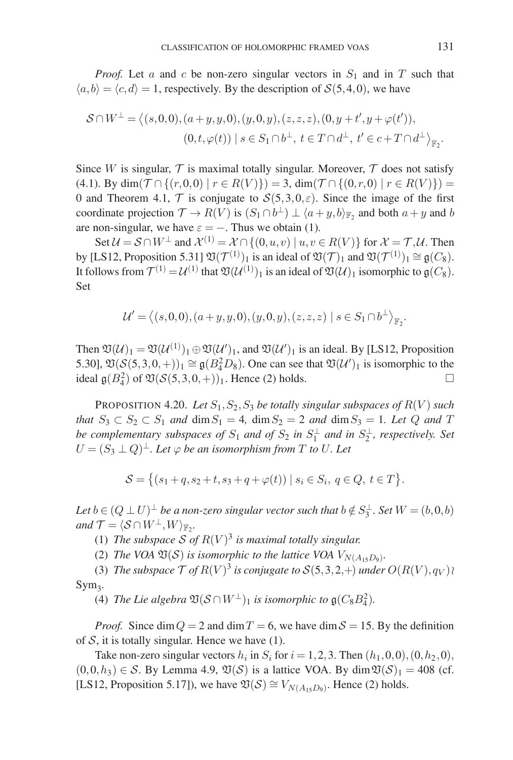*Proof.* Let $a$ and $c$ be non-zero singular vectors in $S_1$ and in $T$ such that $\langle a,b\rangle = \langle c,d\rangle = 1$, respectively. By the description of $\mathcal{S}(5,4,0)$, we have

$$\mathcal{S}\cap W^{\perp} = \big\langle (s,0,0),(a+y,y,0),(y,0,y),(z,z,z),(0,y+t',y+\varphi(t')),\\ (0,t,\varphi(t)) \mid s\in S_1\cap b^{\perp},\ t\in T\cap d^{\perp},\ t'\in c+T\cap d^{\perp}\big\rangle_{\mathbb{F}_2}.$$

Since $W$ is singular, $\mathcal{T}$ is maximal totally singular. Moreover, $\mathcal{T}$ does not satisfy (4.1). By $\dim(\mathcal{T}\cap\{(r,0,0)\mid r\in R(V)\}) = 3$, $\dim(\mathcal{T}\cap\{(0,r,0)\mid r\in R(V)\}) = 0$ and Theorem 4.1, $\mathcal{T}$ is conjugate to $\mathcal{S}(5,3,0,\varepsilon)$. Since the image of the first coordinate projection $\mathcal{T}\to R(V)$ is $(S_1\cap b^{\perp})\perp\langle a+y,b\rangle_{\mathbb{F}_2}$ and both $a+y$ and $b$ are non-singular, we have $\varepsilon = -$. Thus we obtain (1).

Set $\mathcal{U} = \mathcal{S}\cap W^{\perp}$ and $\mathcal{X}^{(1)} = \mathcal{X}\cap\{(0,u,v)\mid u,v\in R(V)\}$ for $\mathcal{X} = \mathcal{T},\mathcal{U}$. Then by [LS12, Proposition 5.31] $\mathfrak{V}(\mathcal{T}^{(1)})_1$ is an ideal of $\mathfrak{V}(\mathcal{T})_1$ and $\mathfrak{V}(\mathcal{T}^{(1)})_1\cong\mathfrak{g}(C_8)$. It follows from $\mathcal{T}^{(1)} = \mathcal{U}^{(1)}$ that $\mathfrak{V}(\mathcal{U}^{(1)})_1$ is an ideal of $\mathfrak{V}(\mathcal{U})_1$ isomorphic to $\mathfrak{g}(C_8)$. Set

$$\mathcal{U}' = \big\langle (s,0,0),(a+y,y,0),(y,0,y),(z,z,z)\mid s\in S_1\cap b^{\perp}\big\rangle_{\mathbb{F}_2}.$$

Then $\mathfrak{V}(\mathcal{U})_1 = \mathfrak{V}(\mathcal{U}^{(1)})_1\oplus\mathfrak{V}(\mathcal{U}')_1$, and $\mathfrak{V}(\mathcal{U}')_1$ is an ideal. By [LS12, Proposition 5.30], $\mathfrak{V}(\mathcal{S}(5,3,0,+))_1\cong\mathfrak{g}(B_4^2D_8)$. One can see that $\mathfrak{V}(\mathcal{U}')_1$ is isomorphic to the ideal $\mathfrak{g}(B_4^2)$ of $\mathfrak{V}(\mathcal{S}(5,3,0,+))_1$. Hence (2) holds. $\square$

PROPOSITION 4.20. *Let $S_1,S_2,S_3$ be totally singular subspaces of $R(V)$ such that $S_3\subset S_2\subset S_1$ and $\dim S_1 = 4$, $\dim S_2 = 2$ and $\dim S_3 = 1$. Let $Q$ and $T$ be complementary subspaces of $S_1$ and of $S_2$ in $S_1^{\perp}$ and in $S_2^{\perp}$, respectively. Set $U = (S_3\perp Q)^{\perp}$. Let $\varphi$ be an isomorphism from $T$ to $U$. Let*

$$\mathcal{S} = \big\{(s_1+q,s_2+t,s_3+q+\varphi(t))\mid s_i\in S_i,\ q\in Q,\ t\in T\big\}.$$

*Let $b\in(Q\perp U)^{\perp}$ be a non-zero singular vector such that $b\notin S_3^{\perp}$. Set $W = (b,0,b)$ and $\mathcal{T} = \langle\mathcal{S}\cap W^{\perp},W\rangle_{\mathbb{F}_2}$.*

(1) *The subspace $\mathcal{S}$ of $R(V)^3$ is maximal totally singular.*

(2) *The VOA $\mathfrak{V}(\mathcal{S})$ is isomorphic to the lattice VOA $V_{N(A_{15}D_9)}$.*

(3) *The subspace $\mathcal{T}$ of $R(V)^3$ is conjugate to $\mathcal{S}(5,3,2,+)$ under $O(R(V),q_V)\wr\mathrm{Sym}_3$.*

(4) *The Lie algebra $\mathfrak{V}(\mathcal{S}\cap W^{\perp})_1$ is isomorphic to $\mathfrak{g}(C_8B_4^2)$.*

*Proof.* Since $\dim Q = 2$ and $\dim T = 6$, we have $\dim\mathcal{S} = 15$. By the definition of $\mathcal{S}$, it is totally singular. Hence we have (1).

Take non-zero singular vectors $h_i$ in $S_i$ for $i = 1,2,3$. Then $(h_1,0,0),(0,h_2,0),(0,0,h_3)\in\mathcal{S}$. By Lemma 4.9, $\mathfrak{V}(\mathcal{S})$ is a lattice VOA. By $\dim\mathfrak{V}(\mathcal{S})_1 = 408$ (cf. [LS12, Proposition 5.17]), we have $\mathfrak{V}(\mathcal{S})\cong V_{N(A_{15}D_9)}$. Hence (2) holds.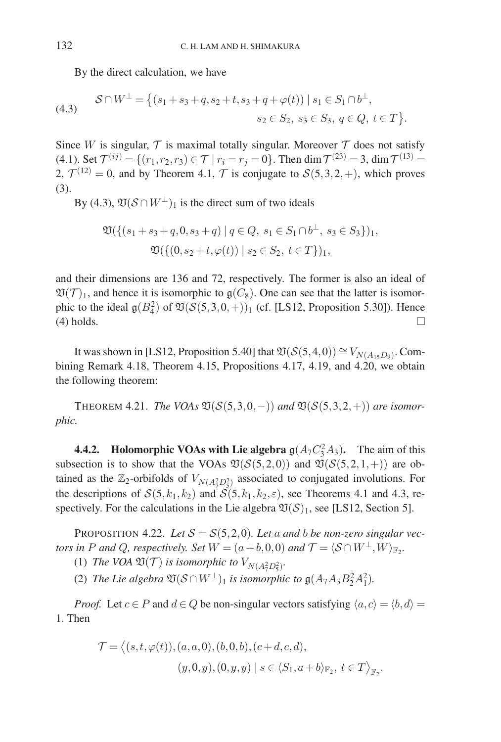By the direct calculation, we have

$$\mathcal{S}\cap W^{\perp}=\{(s_1+s_3+q,s_2+t,s_3+q+\varphi(t))\mid s_1\in S_1\cap b^{\perp},\\ s_2\in S_2,\ s_3\in S_3,\ q\in Q,\ t\in T\}. \tag{4.3}$$

Since $W$ is singular, $\mathcal{T}$ is maximal totally singular. Moreover $\mathcal{T}$ does not satisfy (4.1). Set $\mathcal{T}^{(ij)}=\{(r_1,r_2,r_3)\in\mathcal{T}\mid r_i=r_j=0\}$. Then $\dim\mathcal{T}^{(23)}=3$, $\dim\mathcal{T}^{(13)}=2$, $\mathcal{T}^{(12)}=0$, and by Theorem 4.1, $\mathcal{T}$ is conjugate to $\mathcal{S}(5,3,2,+)$, which proves (3).

By (4.3), $\mathfrak{V}(\mathcal{S}\cap W^{\perp})_1$ is the direct sum of two ideals

$$\mathfrak{V}(\{(s_1+s_3+q,0,s_3+q)\mid q\in Q,\ s_1\in S_1\cap b^{\perp},\ s_3\in S_3\})_1,$$
$$\mathfrak{V}(\{(0,s_2+t,\varphi(t))\mid s_2\in S_2,\ t\in T\})_1,$$

and their dimensions are 136 and 72, respectively. The former is also an ideal of $\mathfrak{V}(\mathcal{T})_1$, and hence it is isomorphic to $\mathfrak{g}(C_8)$. One can see that the latter is isomorphic to the ideal $\mathfrak{g}(B_4^2)$ of $\mathfrak{V}(\mathcal{S}(5,3,0,+))_1$ (cf. [LS12, Proposition 5.30]). Hence (4) holds. □

It was shown in [LS12, Proposition 5.40] that $\mathfrak{V}(\mathcal{S}(5,4,0))\cong V_{N(A_{15}D_9)}$. Combining Remark 4.18, Theorem 4.15, Propositions 4.17, 4.19, and 4.20, we obtain the following theorem:

THEOREM 4.21. *The VOAs $\mathfrak{V}(\mathcal{S}(5,3,0,-))$ and $\mathfrak{V}(\mathcal{S}(5,3,2,+))$ are isomorphic.*

**4.4.2. Holomorphic VOAs with Lie algebra $\mathfrak{g}(A_7C_3^2A_3)$.** The aim of this subsection is to show that the VOAs $\mathfrak{V}(\mathcal{S}(5,2,0))$ and $\mathfrak{V}(\mathcal{S}(5,2,1,+))$ are obtained as the $\mathbb{Z}_2$-orbifolds of $V_{N(A_7^2D_5^2)}$ associated to conjugated involutions. For the descriptions of $\mathcal{S}(5,k_1,k_2)$ and $\mathcal{S}(5,k_1,k_2,\varepsilon)$, see Theorems 4.1 and 4.3, respectively. For the calculations in the Lie algebra $\mathfrak{V}(\mathcal{S})_1$, see [LS12, Section 5].

PROPOSITION 4.22. *Let $\mathcal{S}=\mathcal{S}(5,2,0)$. Let $a$ and $b$ be non-zero singular vectors in $P$ and $Q$, respectively. Set $W=(a+b,0,0)$ and $\mathcal{T}=\langle\mathcal{S}\cap W^{\perp},W\rangle_{\mathbb{F}_2}$.*

(1) *The VOA $\mathfrak{V}(\mathcal{T})$ is isomorphic to $V_{N(A_7^2D_5^2)}$.*

(2) *The Lie algebra $\mathfrak{V}(\mathcal{S}\cap W^{\perp})_1$ is isomorphic to $\mathfrak{g}(A_7A_3B_2^2A_1^2)$.*

*Proof.* Let $c\in P$ and $d\in Q$ be non-singular vectors satisfying $\langle a,c\rangle=\langle b,d\rangle=1$. Then

$$\mathcal{T}=\big\langle(s,t,\varphi(t)),(a,a,0),(b,0,b),(c+d,c,d),\\ (y,0,y),(0,y,y)\mid s\in\langle S_1,a+b\rangle_{\mathbb{F}_2},\ t\in T\big\rangle_{\mathbb{F}_2}.$$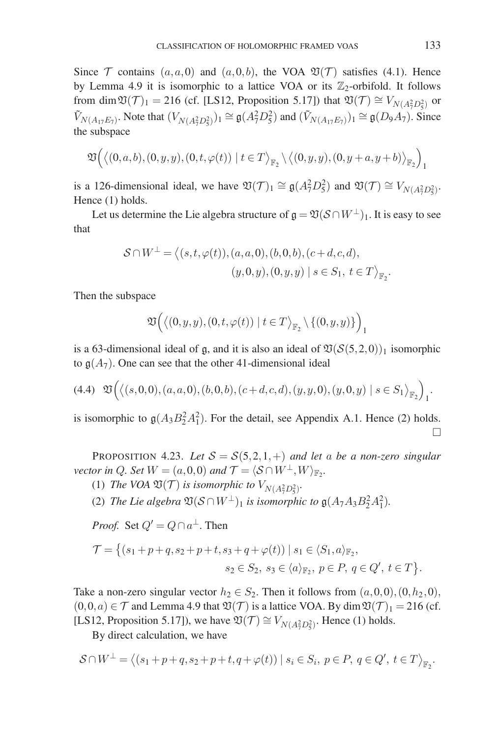Since $\mathcal{T}$ contains $(a,a,0)$ and $(a,0,b)$, the VOA $\mathfrak{V}(\mathcal{T})$ satisfies (4.1). Hence by Lemma 4.9 it is isomorphic to a lattice VOA or its $\mathbb{Z}_2$-orbifold. It follows from $\dim \mathfrak{V}(\mathcal{T})_1 = 216$ (cf. [LS12, Proposition 5.17]) that $\mathfrak{V}(\mathcal{T}) \cong V_{N(A_7^2 D_5^2)}$ or $\tilde{V}_{N(A_{17}E_7)}$. Note that $(V_{N(A_7^2D_5^2)})_1 \cong \mathfrak{g}(A_7^2D_5^2)$ and $(\tilde{V}_{N(A_{17}E_7)})_1 \cong \mathfrak{g}(D_9A_7)$. Since the subspace

$$\mathfrak{V}\Big(\big\langle (0,a,b),(0,y,y),(0,t,\varphi(t)) \mid t \in T\big\rangle_{\mathbb{F}_2} \setminus \big\langle (0,y,y),(0,y+a,y+b)\big\rangle_{\mathbb{F}_2}\Big)_1$$

is a 126-dimensional ideal, we have $\mathfrak{V}(\mathcal{T})_1 \cong \mathfrak{g}(A_7^2D_5^2)$ and $\mathfrak{V}(\mathcal{T}) \cong V_{N(A_7^2D_5^2)}$. Hence (1) holds.

Let us determine the Lie algebra structure of $\mathfrak{g} = \mathfrak{V}(\mathcal{S}\cap W^\perp)_1$. It is easy to see that

$$\mathcal{S}\cap W^\perp = \big\langle (s,t,\varphi(t)),(a,a,0),(b,0,b),(c+d,c,d),\\ (y,0,y),(0,y,y) \mid s \in S_1,\ t \in T\big\rangle_{\mathbb{F}_2}.$$

Then the subspace

$$\mathfrak{V}\Big(\big\langle (0,y,y),(0,t,\varphi(t)) \mid t \in T\big\rangle_{\mathbb{F}_2} \setminus \{(0,y,y)\}\Big)_1$$

is a 63-dimensional ideal of $\mathfrak{g}$, and it is also an ideal of $\mathfrak{V}(\mathcal{S}(5,2,0))_1$ isomorphic to $\mathfrak{g}(A_7)$. One can see that the other 41-dimensional ideal

$$\mathfrak{V}\Big(\big\langle (s,0,0),(a,a,0),(b,0,b),(c+d,c,d),(y,y,0),(y,0,y) \mid s\in S_1\big\rangle_{\mathbb{F}_2}\Big)_1. \tag{4.4}$$

is isomorphic to $\mathfrak{g}(A_3B_2^2A_1^2)$. For the detail, see Appendix A.1. Hence (2) holds. □

**Proposition 4.23.** *Let $\mathcal{S} = \mathcal{S}(5,2,1,+)$ and let $a$ be a non-zero singular vector in $Q$. Set $W = (a,0,0)$ and $\mathcal{T} = \langle \mathcal{S}\cap W^\perp, W\rangle_{\mathbb{F}_2}$.*

(1) *The VOA $\mathfrak{V}(\mathcal{T})$ is isomorphic to $V_{N(A_7^2D_5^2)}$.*

(2) *The Lie algebra $\mathfrak{V}(\mathcal{S}\cap W^\perp)_1$ is isomorphic to $\mathfrak{g}(A_7A_3B_2^2A_1^2)$.*

*Proof.* Set $Q' = Q \cap a^\perp$. Then

$$\mathcal{T} = \big\{(s_1+p+q, s_2+p+t, s_3+q+\varphi(t)) \mid s_1 \in \langle S_1, a\rangle_{\mathbb{F}_2},\\ s_2 \in S_2,\ s_3 \in \langle a\rangle_{\mathbb{F}_2},\ p\in P,\ q \in Q',\ t\in T\big\}.$$

Take a non-zero singular vector $h_2 \in S_2$. Then it follows from $(a,0,0),(0,h_2,0)$, $(0,0,a) \in \mathcal{T}$ and Lemma 4.9 that $\mathfrak{V}(\mathcal{T})$ is a lattice VOA. By $\dim\mathfrak{V}(\mathcal{T})_1 = 216$ (cf. [LS12, Proposition 5.17]), we have $\mathfrak{V}(\mathcal{T}) \cong V_{N(A_7^2D_5^2)}$. Hence (1) holds.

By direct calculation, we have

$$\mathcal{S}\cap W^\perp = \big\langle (s_1+p+q, s_2+p+t, q+\varphi(t)) \mid s_i \in S_i,\ p \in P,\ q \in Q',\ t \in T\big\rangle_{\mathbb{F}_2}.$$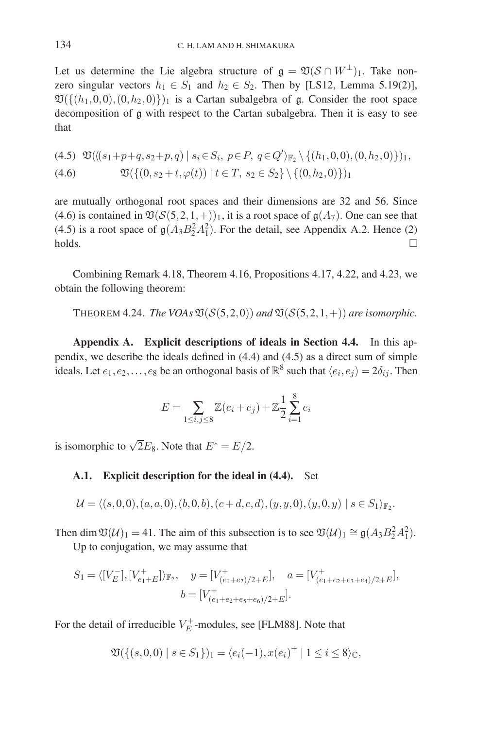Let us determine the Lie algebra structure of $\mathfrak{g} = \mathfrak{V}(\mathcal{S} \cap W^\perp)_1$. Take non-zero singular vectors $h_1 \in S_1$ and $h_2 \in S_2$. Then by [LS12, Lemma 5.19(2)], $\mathfrak{V}(\{(h_1,0,0),(0,h_2,0)\})_1$ is a Cartan subalgebra of $\mathfrak{g}$. Consider the root space decomposition of $\mathfrak{g}$ with respect to the Cartan subalgebra. Then it is easy to see that

$$\mathfrak{V}(\langle (s_1+p+q, s_2+p, q) \mid s_i \in S_i,\ p \in P,\ q \in Q' \rangle_{\mathbb{F}_2} \setminus \{(h_1,0,0),(0,h_2,0)\})_1, \tag{4.5}$$

$$\mathfrak{V}(\{(0, s_2+t, \varphi(t)) \mid t \in T,\ s_2 \in S_2\} \setminus \{(0,h_2,0)\})_1 \tag{4.6}$$

are mutually orthogonal root spaces and their dimensions are 32 and 56. Since (4.6) is contained in $\mathfrak{V}(\mathcal{S}(5,2,1,+))_1$, it is a root space of $\mathfrak{g}(A_7)$. One can see that (4.5) is a root space of $\mathfrak{g}(A_3B_2^2A_1^2)$. For the detail, see Appendix A.2. Hence (2) holds. □

Combining Remark 4.18, Theorem 4.16, Propositions 4.17, 4.22, and 4.23, we obtain the following theorem:

**Theorem 4.24.** *The VOAs $\mathfrak{V}(\mathcal{S}(5,2,0))$ and $\mathfrak{V}(\mathcal{S}(5,2,1,+))$ are isomorphic.*

## Appendix A. Explicit descriptions of ideals in Section 4.4.

In this appendix, we describe the ideals defined in (4.4) and (4.5) as a direct sum of simple ideals. Let $e_1, e_2, \ldots, e_8$ be an orthogonal basis of $\mathbb{R}^8$ such that $\langle e_i, e_j \rangle = 2\delta_{ij}$. Then

$$E = \sum_{1 \le i,j \le 8} \mathbb{Z}(e_i + e_j) + \mathbb{Z}\frac{1}{2}\sum_{i=1}^{8} e_i$$

is isomorphic to $\sqrt{2}E_8$. Note that $E^* = E/2$.

### A.1. Explicit description for the ideal in (4.4).

Set

$$\mathcal{U} = \langle (s,0,0), (a,a,0), (b,0,b), (c+d,c,d), (y,y,0), (y,0,y) \mid s \in S_1 \rangle_{\mathbb{F}_2}.$$

Then $\dim \mathfrak{V}(\mathcal{U})_1 = 41$. The aim of this subsection is to see $\mathfrak{V}(\mathcal{U})_1 \cong \mathfrak{g}(A_3B_2^2A_1^2)$.

Up to conjugation, we may assume that

$$S_1 = \langle [V_E^-], [V_{e_1+E}^+] \rangle_{\mathbb{F}_2}, \quad y = [V_{(e_1+e_2)/2+E}^+], \quad a = [V_{(e_1+e_2+e_3+e_4)/2+E}^+],$$
$$b = [V_{(e_1+e_2+e_5+e_6)/2+E}^+].$$

For the detail of irreducible $V_E^+$-modules, see [FLM88]. Note that

$$\mathfrak{V}(\{(s,0,0) \mid s \in S_1\})_1 = \langle e_i(-1), x(e_i)^{\pm} \mid 1 \le i \le 8 \rangle_{\mathbb{C}},$$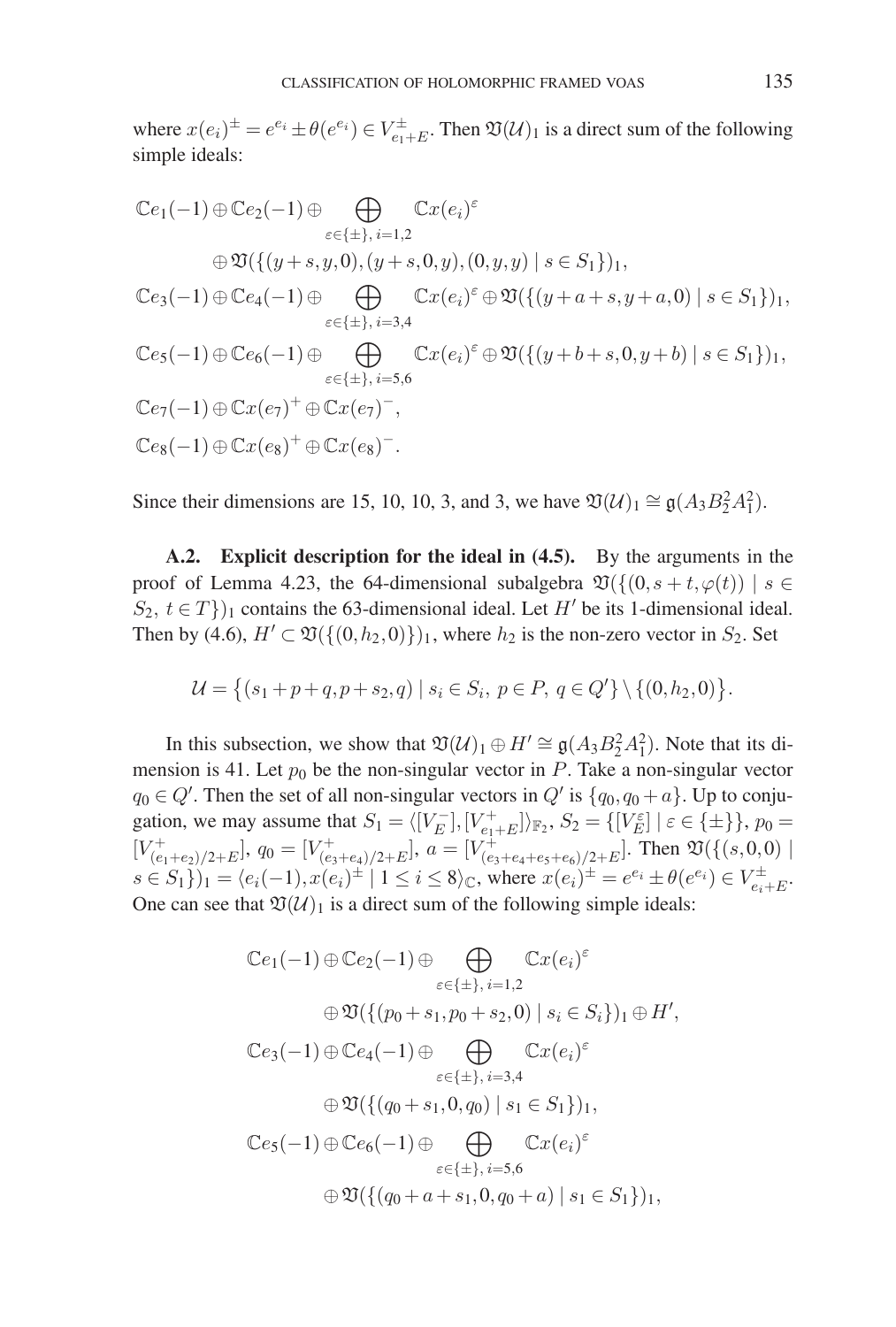where $x(e_i)^{\pm} = e^{e_i} \pm \theta(e^{e_i}) \in V^{\pm}_{e_1+E}$. Then $\mathfrak{V}(\mathcal{U})_1$ is a direct sum of the following simple ideals:

$$
\begin{aligned}
&\mathbb{C}e_1(-1) \oplus \mathbb{C}e_2(-1) \oplus \bigoplus_{\varepsilon \in \{\pm\},\, i=1,2} \mathbb{C}x(e_i)^{\varepsilon} \\
&\qquad \oplus \mathfrak{V}(\{(y+s, y, 0), (y+s, 0, y), (0, y, y) \mid s \in S_1\})_1, \\
&\mathbb{C}e_3(-1) \oplus \mathbb{C}e_4(-1) \oplus \bigoplus_{\varepsilon \in \{\pm\},\, i=3,4} \mathbb{C}x(e_i)^{\varepsilon} \oplus \mathfrak{V}(\{(y+a+s, y+a, 0) \mid s \in S_1\})_1, \\
&\mathbb{C}e_5(-1) \oplus \mathbb{C}e_6(-1) \oplus \bigoplus_{\varepsilon \in \{\pm\},\, i=5,6} \mathbb{C}x(e_i)^{\varepsilon} \oplus \mathfrak{V}(\{(y+b+s, 0, y+b) \mid s \in S_1\})_1, \\
&\mathbb{C}e_7(-1) \oplus \mathbb{C}x(e_7)^{+} \oplus \mathbb{C}x(e_7)^{-}, \\
&\mathbb{C}e_8(-1) \oplus \mathbb{C}x(e_8)^{+} \oplus \mathbb{C}x(e_8)^{-}.
\end{aligned}
$$

Since their dimensions are 15, 10, 10, 3, and 3, we have $\mathfrak{V}(\mathcal{U})_1 \cong \mathfrak{g}(A_3 B_2^2 A_1^2)$.

**A.2. Explicit description for the ideal in (4.5).** By the arguments in the proof of Lemma 4.23, the 64-dimensional subalgebra $\mathfrak{V}(\{(0, s+t, \varphi(t)) \mid s \in S_2,\ t \in T\})_1$ contains the 63-dimensional ideal. Let $H'$ be its 1-dimensional ideal. Then by (4.6), $H' \subset \mathfrak{V}(\{(0, h_2, 0)\})_1$, where $h_2$ is the non-zero vector in $S_2$. Set

$$
\mathcal{U} = \{(s_1 + p + q, p + s_2, q) \mid s_i \in S_i,\ p \in P,\ q \in Q'\} \setminus \{(0, h_2, 0)\}.
$$

In this subsection, we show that $\mathfrak{V}(\mathcal{U})_1 \oplus H' \cong \mathfrak{g}(A_3 B_2^2 A_1^2)$. Note that its dimension is 41. Let $p_0$ be the non-singular vector in $P$. Take a non-singular vector $q_0 \in Q'$. Then the set of all non-singular vectors in $Q'$ is $\{q_0, q_0 + a\}$. Up to conjugation, we may assume that $S_1 = \langle [V_E^-], [V^+_{e_1+E}] \rangle_{\mathbb{F}_2}$, $S_2 = \{[V_E^{\varepsilon}] \mid \varepsilon \in \{\pm\}\}$, $p_0 = [V^+_{(e_1+e_2)/2+E}]$, $q_0 = [V^+_{(e_3+e_4)/2+E}]$, $a = [V^+_{(e_3+e_4+e_5+e_6)/2+E}]$. Then $\mathfrak{V}(\{(s,0,0) \mid s \in S_1\})_1 = \langle e_i(-1), x(e_i)^{\pm} \mid 1 \le i \le 8 \rangle_{\mathbb{C}}$, where $x(e_i)^{\pm} = e^{e_i} \pm \theta(e^{e_i}) \in V^{\pm}_{e_i+E}$. One can see that $\mathfrak{V}(\mathcal{U})_1$ is a direct sum of the following simple ideals:

$$
\begin{aligned}
&\mathbb{C}e_1(-1) \oplus \mathbb{C}e_2(-1) \oplus \bigoplus_{\varepsilon \in \{\pm\},\, i=1,2} \mathbb{C}x(e_i)^{\varepsilon} \\
&\qquad \oplus \mathfrak{V}(\{(p_0 + s_1, p_0 + s_2, 0) \mid s_i \in S_i\})_1 \oplus H', \\
&\mathbb{C}e_3(-1) \oplus \mathbb{C}e_4(-1) \oplus \bigoplus_{\varepsilon \in \{\pm\},\, i=3,4} \mathbb{C}x(e_i)^{\varepsilon} \\
&\qquad \oplus \mathfrak{V}(\{(q_0 + s_1, 0, q_0) \mid s_1 \in S_1\})_1, \\
&\mathbb{C}e_5(-1) \oplus \mathbb{C}e_6(-1) \oplus \bigoplus_{\varepsilon \in \{\pm\},\, i=5,6} \mathbb{C}x(e_i)^{\varepsilon} \\
&\qquad \oplus \mathfrak{V}(\{(q_0 + a + s_1, 0, q_0 + a) \mid s_1 \in S_1\})_1,
\end{aligned}
$$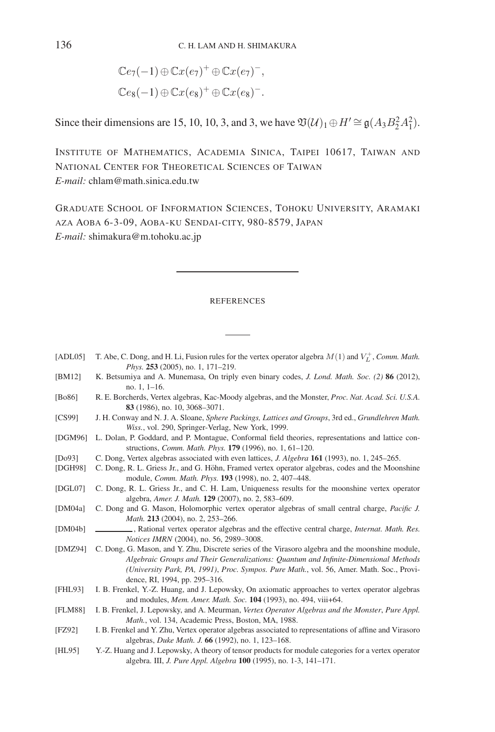$$\mathbb{C}e_7(-1) \oplus \mathbb{C}x(e_7)^+ \oplus \mathbb{C}x(e_7)^-,$$
$$\mathbb{C}e_8(-1) \oplus \mathbb{C}x(e_8)^+ \oplus \mathbb{C}x(e_8)^-.$$

Since their dimensions are 15, 10, 10, 3, and 3, we have $\mathfrak{V}(\mathcal{U})_1 \oplus H' \cong \mathfrak{g}(A_3 B_2^2 A_1^2)$.

INSTITUTE OF MATHEMATICS, ACADEMIA SINICA, TAIPEI 10617, TAIWAN AND NATIONAL CENTER FOR THEORETICAL SCIENCES OF TAIWAN
*E-mail:* chlam@math.sinica.edu.tw

GRADUATE SCHOOL OF INFORMATION SCIENCES, TOHOKU UNIVERSITY, ARAMAKI AZA AOBA 6-3-09, AOBA-KU SENDAI-CITY, 980-8579, JAPAN
*E-mail:* shimakura@m.tohoku.ac.jp

## REFERENCES

[ADL05] T. Abe, C. Dong, and H. Li, Fusion rules for the vertex operator algebra $M(1)$ and $V_L^+$, *Comm. Math. Phys.* **253** (2005), no. 1, 171–219.

[BM12] K. Betsumiya and A. Munemasa, On triply even binary codes, *J. Lond. Math. Soc. (2)* **86** (2012), no. 1, 1–16.

[Bo86] R. E. Borcherds, Vertex algebras, Kac-Moody algebras, and the Monster, *Proc. Nat. Acad. Sci. U.S.A.* **83** (1986), no. 10, 3068–3071.

[CS99] J. H. Conway and N. J. A. Sloane, *Sphere Packings, Lattices and Groups*, 3rd ed., *Grundlehren Math. Wiss.*, vol. 290, Springer-Verlag, New York, 1999.

[DGM96] L. Dolan, P. Goddard, and P. Montague, Conformal field theories, representations and lattice constructions, *Comm. Math. Phys.* **179** (1996), no. 1, 61–120.

[Do93] C. Dong, Vertex algebras associated with even lattices, *J. Algebra* **161** (1993), no. 1, 245–265.

[DGH98] C. Dong, R. L. Griess Jr., and G. Höhn, Framed vertex operator algebras, codes and the Moonshine module, *Comm. Math. Phys.* **193** (1998), no. 2, 407–448.

[DGL07] C. Dong, R. L. Griess Jr., and C. H. Lam, Uniqueness results for the moonshine vertex operator algebra, *Amer. J. Math.* **129** (2007), no. 2, 583–609.

[DM04a] C. Dong and G. Mason, Holomorphic vertex operator algebras of small central charge, *Pacific J. Math.* **213** (2004), no. 2, 253–266.

[DM04b] ———, Rational vertex operator algebras and the effective central charge, *Internat. Math. Res. Notices IMRN* (2004), no. 56, 2989–3008.

[DMZ94] C. Dong, G. Mason, and Y. Zhu, Discrete series of the Virasoro algebra and the moonshine module, *Algebraic Groups and Their Generalizations: Quantum and Infinite-Dimensional Methods (University Park, PA, 1991)*, *Proc. Sympos. Pure Math.*, vol. 56, Amer. Math. Soc., Providence, RI, 1994, pp. 295–316.

[FHL93] I. B. Frenkel, Y.-Z. Huang, and J. Lepowsky, On axiomatic approaches to vertex operator algebras and modules, *Mem. Amer. Math. Soc.* **104** (1993), no. 494, viii+64.

[FLM88] I. B. Frenkel, J. Lepowsky, and A. Meurman, *Vertex Operator Algebras and the Monster*, *Pure Appl. Math.*, vol. 134, Academic Press, Boston, MA, 1988.

[FZ92] I. B. Frenkel and Y. Zhu, Vertex operator algebras associated to representations of affine and Virasoro algebras, *Duke Math. J.* **66** (1992), no. 1, 123–168.

[HL95] Y.-Z. Huang and J. Lepowsky, A theory of tensor products for module categories for a vertex operator algebra. III, *J. Pure Appl. Algebra* **100** (1995), no. 1-3, 141–171.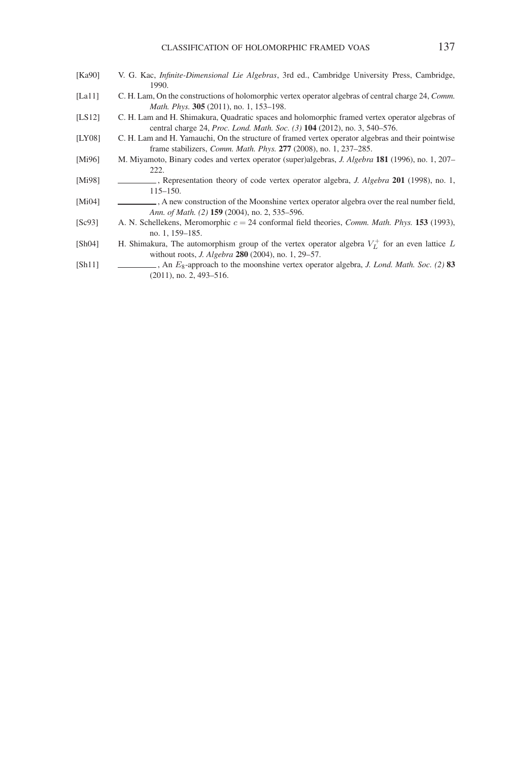[Ka90] V. G. Kac, *Infinite-Dimensional Lie Algebras*, 3rd ed., Cambridge University Press, Cambridge, 1990.

[La11] C. H. Lam, On the constructions of holomorphic vertex operator algebras of central charge 24, *Comm. Math. Phys.* **305** (2011), no. 1, 153–198.

[LS12] C. H. Lam and H. Shimakura, Quadratic spaces and holomorphic framed vertex operator algebras of central charge 24, *Proc. Lond. Math. Soc. (3)* **104** (2012), no. 3, 540–576.

[LY08] C. H. Lam and H. Yamauchi, On the structure of framed vertex operator algebras and their pointwise frame stabilizers, *Comm. Math. Phys.* **277** (2008), no. 1, 237–285.

[Mi96] M. Miyamoto, Binary codes and vertex operator (super)algebras, *J. Algebra* **181** (1996), no. 1, 207–222.

[Mi98] ———, Representation theory of code vertex operator algebra, *J. Algebra* **201** (1998), no. 1, 115–150.

[Mi04] ———, A new construction of the Moonshine vertex operator algebra over the real number field, *Ann. of Math. (2)* **159** (2004), no. 2, 535–596.

[Sc93] A. N. Schellekens, Meromorphic $c = 24$ conformal field theories, *Comm. Math. Phys.* **153** (1993), no. 1, 159–185.

[Sh04] H. Shimakura, The automorphism group of the vertex operator algebra $V_L^+$ for an even lattice $L$ without roots, *J. Algebra* **280** (2004), no. 1, 29–57.

[Sh11] ———, An $E_8$-approach to the moonshine vertex operator algebra, *J. Lond. Math. Soc. (2)* **83** (2011), no. 2, 493–516.